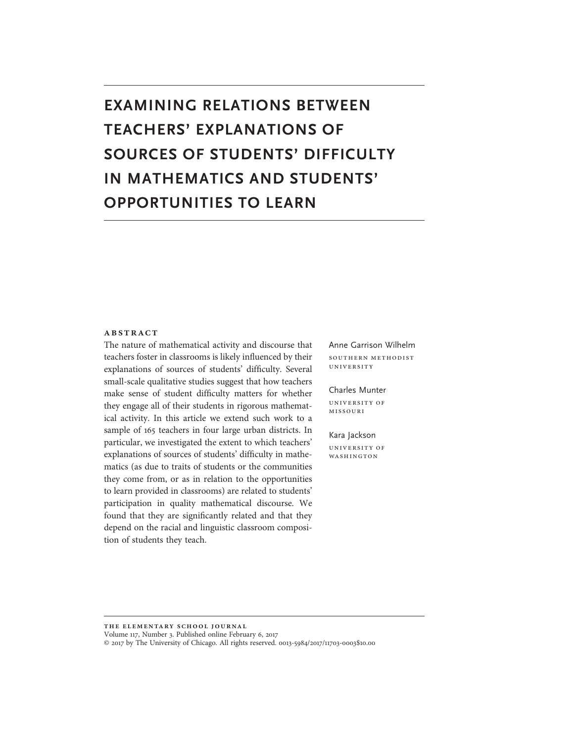# EXAMINING RELATIONS BETWEEN TEACHERS' EXPLANATIONS OF SOURCES OF STUDENTS' DIFFICULTY IN MATHEMATICS AND STUDENTS' OPPORTUNITIES TO LEARN

Anne Garrison Wilhelm
SOUTHERN METHODIST UNIVERSITY

Charles Munter
UNIVERSITY OF MISSOURI

Kara Jackson
UNIVERSITY OF WASHINGTON

**ABSTRACT**

The nature of mathematical activity and discourse that teachers foster in classrooms is likely influenced by their explanations of sources of students' difficulty. Several small-scale qualitative studies suggest that how teachers make sense of student difficulty matters for whether they engage all of their students in rigorous mathematical activity. In this article we extend such work to a sample of 165 teachers in four large urban districts. In particular, we investigated the extent to which teachers' explanations of sources of students' difficulty in mathematics (as due to traits of students or the communities they come from, or as in relation to the opportunities to learn provided in classrooms) are related to students' participation in quality mathematical discourse. We found that they are significantly related and that they depend on the racial and linguistic classroom composition of students they teach.

THE ELEMENTARY SCHOOL JOURNAL
Volume 117, Number 3. Published online February 6, 2017
© 2017 by The University of Chicago. All rights reserved. 0013-5984/2017/11703-0003$10.00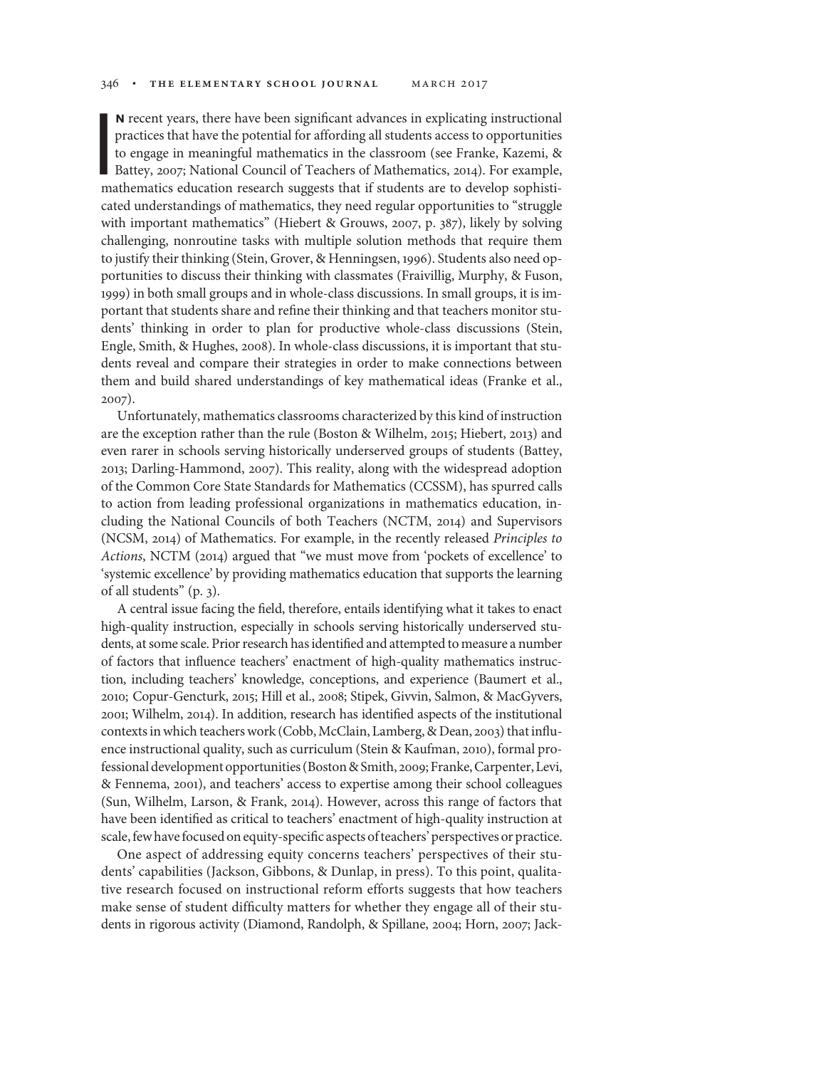In recent years, there have been significant advances in explicating instructional practices that have the potential for affording all students access to opportunities to engage in meaningful mathematics in the classroom (see Franke, Kazemi, & Battey, 2007; National Council of Teachers of Mathematics, 2014). For example, mathematics education research suggests that if students are to develop sophisticated understandings of mathematics, they need regular opportunities to "struggle with important mathematics" (Hiebert & Grouws, 2007, p. 387), likely by solving challenging, nonroutine tasks with multiple solution methods that require them to justify their thinking (Stein, Grover, & Henningsen, 1996). Students also need opportunities to discuss their thinking with classmates (Fraivillig, Murphy, & Fuson, 1999) in both small groups and in whole-class discussions. In small groups, it is important that students share and refine their thinking and that teachers monitor students' thinking in order to plan for productive whole-class discussions (Stein, Engle, Smith, & Hughes, 2008). In whole-class discussions, it is important that students reveal and compare their strategies in order to make connections between them and build shared understandings of key mathematical ideas (Franke et al., 2007).

Unfortunately, mathematics classrooms characterized by this kind of instruction are the exception rather than the rule (Boston & Wilhelm, 2015; Hiebert, 2013) and even rarer in schools serving historically underserved groups of students (Battey, 2013; Darling-Hammond, 2007). This reality, along with the widespread adoption of the Common Core State Standards for Mathematics (CCSSM), has spurred calls to action from leading professional organizations in mathematics education, including the National Councils of both Teachers (NCTM, 2014) and Supervisors (NCSM, 2014) of Mathematics. For example, in the recently released *Principles to Actions*, NCTM (2014) argued that "we must move from 'pockets of excellence' to 'systemic excellence' by providing mathematics education that supports the learning of all students" (p. 3).

A central issue facing the field, therefore, entails identifying what it takes to enact high-quality instruction, especially in schools serving historically underserved students, at some scale. Prior research has identified and attempted to measure a number of factors that influence teachers' enactment of high-quality mathematics instruction, including teachers' knowledge, conceptions, and experience (Baumert et al., 2010; Copur-Gencturk, 2015; Hill et al., 2008; Stipek, Givvin, Salmon, & MacGyvers, 2001; Wilhelm, 2014). In addition, research has identified aspects of the institutional contexts in which teachers work (Cobb, McClain, Lamberg, & Dean, 2003) that influence instructional quality, such as curriculum (Stein & Kaufman, 2010), formal professional development opportunities (Boston & Smith, 2009; Franke, Carpenter, Levi, & Fennema, 2001), and teachers' access to expertise among their school colleagues (Sun, Wilhelm, Larson, & Frank, 2014). However, across this range of factors that have been identified as critical to teachers' enactment of high-quality instruction at scale, few have focused on equity-specific aspects of teachers' perspectives or practice.

One aspect of addressing equity concerns teachers' perspectives of their students' capabilities (Jackson, Gibbons, & Dunlap, in press). To this point, qualitative research focused on instructional reform efforts suggests that how teachers make sense of student difficulty matters for whether they engage all of their students in rigorous activity (Diamond, Randolph, & Spillane, 2004; Horn, 2007; Jack-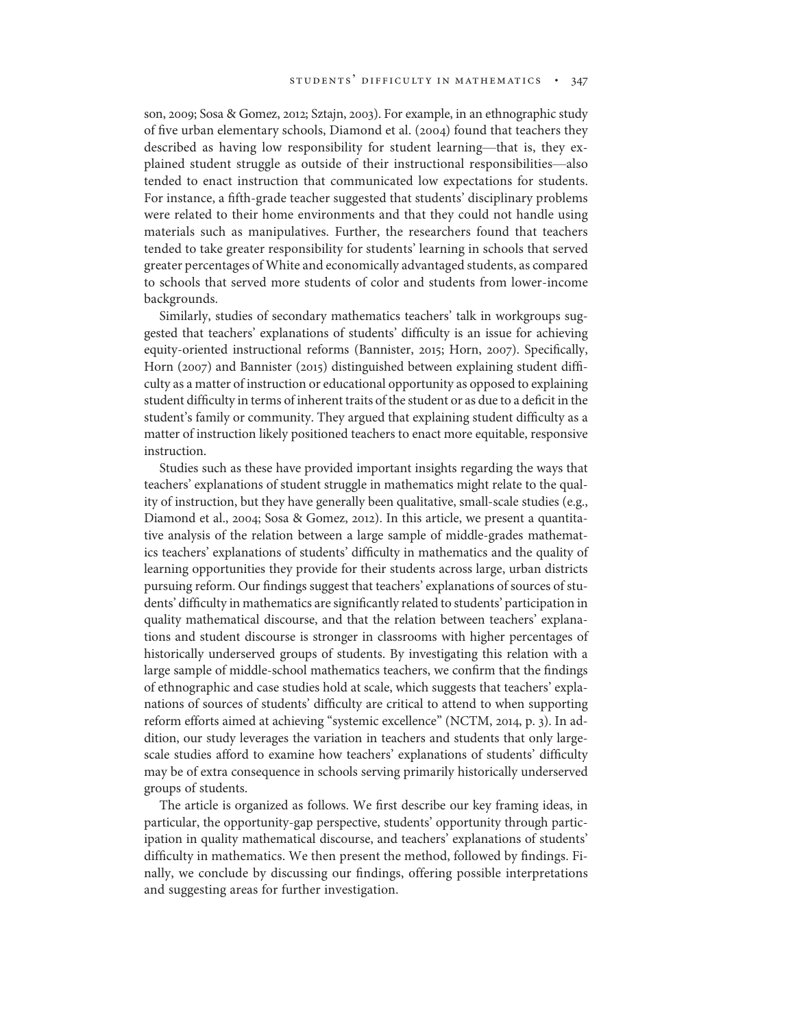son, 2009; Sosa & Gomez, 2012; Sztajn, 2003). For example, in an ethnographic study of five urban elementary schools, Diamond et al. (2004) found that teachers they described as having low responsibility for student learning—that is, they explained student struggle as outside of their instructional responsibilities—also tended to enact instruction that communicated low expectations for students. For instance, a fifth-grade teacher suggested that students' disciplinary problems were related to their home environments and that they could not handle using materials such as manipulatives. Further, the researchers found that teachers tended to take greater responsibility for students' learning in schools that served greater percentages of White and economically advantaged students, as compared to schools that served more students of color and students from lower-income backgrounds.

Similarly, studies of secondary mathematics teachers' talk in workgroups suggested that teachers' explanations of students' difficulty is an issue for achieving equity-oriented instructional reforms (Bannister, 2015; Horn, 2007). Specifically, Horn (2007) and Bannister (2015) distinguished between explaining student difficulty as a matter of instruction or educational opportunity as opposed to explaining student difficulty in terms of inherent traits of the student or as due to a deficit in the student's family or community. They argued that explaining student difficulty as a matter of instruction likely positioned teachers to enact more equitable, responsive instruction.

Studies such as these have provided important insights regarding the ways that teachers' explanations of student struggle in mathematics might relate to the quality of instruction, but they have generally been qualitative, small-scale studies (e.g., Diamond et al., 2004; Sosa & Gomez, 2012). In this article, we present a quantitative analysis of the relation between a large sample of middle-grades mathematics teachers' explanations of students' difficulty in mathematics and the quality of learning opportunities they provide for their students across large, urban districts pursuing reform. Our findings suggest that teachers' explanations of sources of students' difficulty in mathematics are significantly related to students' participation in quality mathematical discourse, and that the relation between teachers' explanations and student discourse is stronger in classrooms with higher percentages of historically underserved groups of students. By investigating this relation with a large sample of middle-school mathematics teachers, we confirm that the findings of ethnographic and case studies hold at scale, which suggests that teachers' explanations of sources of students' difficulty are critical to attend to when supporting reform efforts aimed at achieving "systemic excellence" (NCTM, 2014, p. 3). In addition, our study leverages the variation in teachers and students that only large-scale studies afford to examine how teachers' explanations of students' difficulty may be of extra consequence in schools serving primarily historically underserved groups of students.

The article is organized as follows. We first describe our key framing ideas, in particular, the opportunity-gap perspective, students' opportunity through participation in quality mathematical discourse, and teachers' explanations of students' difficulty in mathematics. We then present the method, followed by findings. Finally, we conclude by discussing our findings, offering possible interpretations and suggesting areas for further investigation.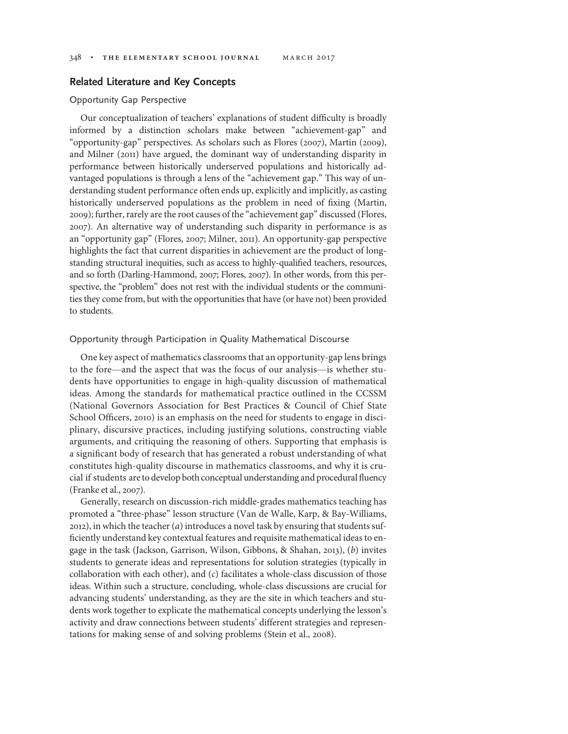## Related Literature and Key Concepts

### Opportunity Gap Perspective

Our conceptualization of teachers' explanations of student difficulty is broadly informed by a distinction scholars make between "achievement-gap" and "opportunity-gap" perspectives. As scholars such as Flores (2007), Martin (2009), and Milner (2011) have argued, the dominant way of understanding disparity in performance between historically underserved populations and historically advantaged populations is through a lens of the "achievement gap." This way of understanding student performance often ends up, explicitly and implicitly, as casting historically underserved populations as the problem in need of fixing (Martin, 2009); further, rarely are the root causes of the "achievement gap" discussed (Flores, 2007). An alternative way of understanding such disparity in performance is as an "opportunity gap" (Flores, 2007; Milner, 2011). An opportunity-gap perspective highlights the fact that current disparities in achievement are the product of longstanding structural inequities, such as access to highly-qualified teachers, resources, and so forth (Darling-Hammond, 2007; Flores, 2007). In other words, from this perspective, the "problem" does not rest with the individual students or the communities they come from, but with the opportunities that have (or have not) been provided to students.

### Opportunity through Participation in Quality Mathematical Discourse

One key aspect of mathematics classrooms that an opportunity-gap lens brings to the fore—and the aspect that was the focus of our analysis—is whether students have opportunities to engage in high-quality discussion of mathematical ideas. Among the standards for mathematical practice outlined in the CCSSM (National Governors Association for Best Practices & Council of Chief State School Officers, 2010) is an emphasis on the need for students to engage in disciplinary, discursive practices, including justifying solutions, constructing viable arguments, and critiquing the reasoning of others. Supporting that emphasis is a significant body of research that has generated a robust understanding of what constitutes high-quality discourse in mathematics classrooms, and why it is crucial if students are to develop both conceptual understanding and procedural fluency (Franke et al., 2007).

Generally, research on discussion-rich middle-grades mathematics teaching has promoted a "three-phase" lesson structure (Van de Walle, Karp, & Bay-Williams, 2012), in which the teacher (*a*) introduces a novel task by ensuring that students sufficiently understand key contextual features and requisite mathematical ideas to engage in the task (Jackson, Garrison, Wilson, Gibbons, & Shahan, 2013), (*b*) invites students to generate ideas and representations for solution strategies (typically in collaboration with each other), and (*c*) facilitates a whole-class discussion of those ideas. Within such a structure, concluding, whole-class discussions are crucial for advancing students' understanding, as they are the site in which teachers and students work together to explicate the mathematical concepts underlying the lesson's activity and draw connections between students' different strategies and representations for making sense of and solving problems (Stein et al., 2008).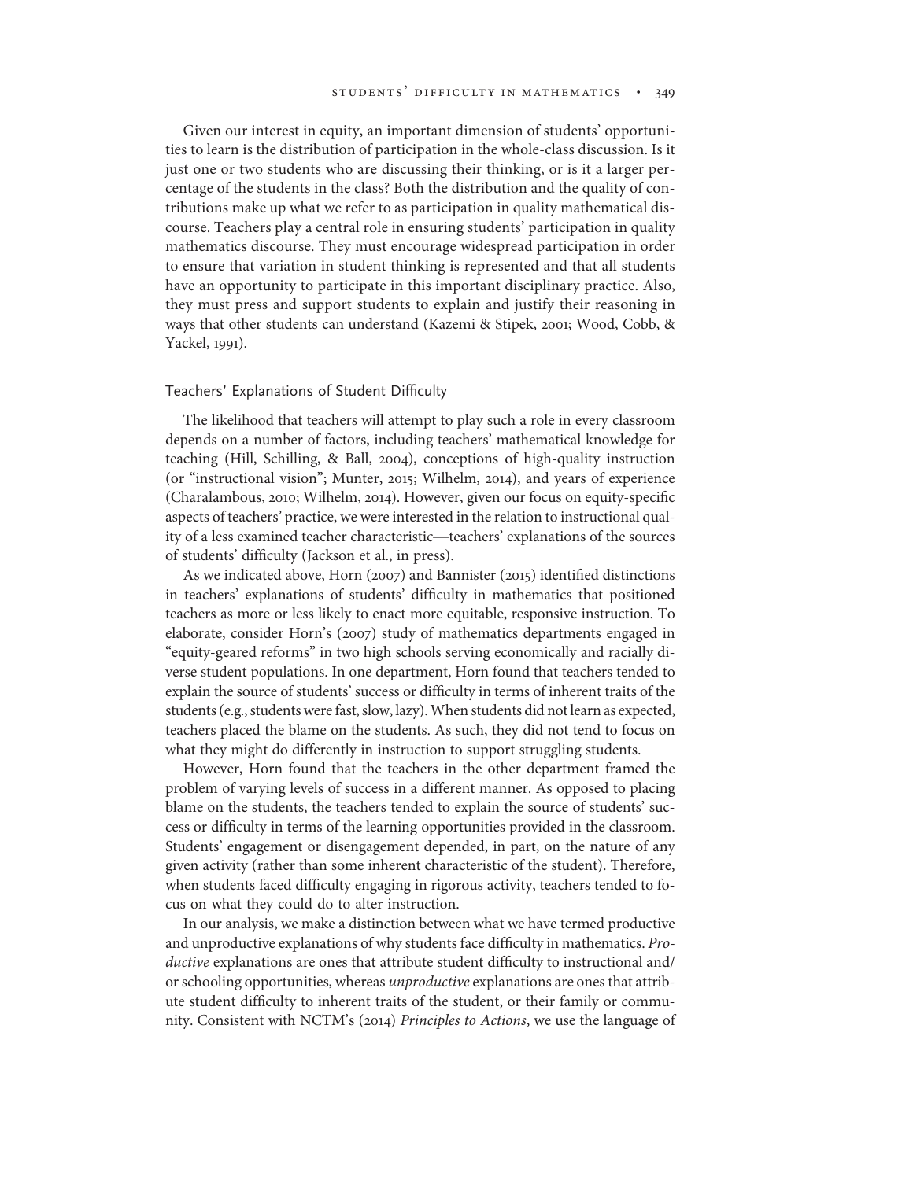Given our interest in equity, an important dimension of students' opportunities to learn is the distribution of participation in the whole-class discussion. Is it just one or two students who are discussing their thinking, or is it a larger percentage of the students in the class? Both the distribution and the quality of contributions make up what we refer to as participation in quality mathematical discourse. Teachers play a central role in ensuring students' participation in quality mathematics discourse. They must encourage widespread participation in order to ensure that variation in student thinking is represented and that all students have an opportunity to participate in this important disciplinary practice. Also, they must press and support students to explain and justify their reasoning in ways that other students can understand (Kazemi & Stipek, 2001; Wood, Cobb, & Yackel, 1991).

## Teachers' Explanations of Student Difficulty

The likelihood that teachers will attempt to play such a role in every classroom depends on a number of factors, including teachers' mathematical knowledge for teaching (Hill, Schilling, & Ball, 2004), conceptions of high-quality instruction (or "instructional vision"; Munter, 2015; Wilhelm, 2014), and years of experience (Charalambous, 2010; Wilhelm, 2014). However, given our focus on equity-specific aspects of teachers' practice, we were interested in the relation to instructional quality of a less examined teacher characteristic—teachers' explanations of the sources of students' difficulty (Jackson et al., in press).

As we indicated above, Horn (2007) and Bannister (2015) identified distinctions in teachers' explanations of students' difficulty in mathematics that positioned teachers as more or less likely to enact more equitable, responsive instruction. To elaborate, consider Horn's (2007) study of mathematics departments engaged in "equity-geared reforms" in two high schools serving economically and racially diverse student populations. In one department, Horn found that teachers tended to explain the source of students' success or difficulty in terms of inherent traits of the students (e.g., students were fast, slow, lazy). When students did not learn as expected, teachers placed the blame on the students. As such, they did not tend to focus on what they might do differently in instruction to support struggling students.

However, Horn found that the teachers in the other department framed the problem of varying levels of success in a different manner. As opposed to placing blame on the students, the teachers tended to explain the source of students' success or difficulty in terms of the learning opportunities provided in the classroom. Students' engagement or disengagement depended, in part, on the nature of any given activity (rather than some inherent characteristic of the student). Therefore, when students faced difficulty engaging in rigorous activity, teachers tended to focus on what they could do to alter instruction.

In our analysis, we make a distinction between what we have termed productive and unproductive explanations of why students face difficulty in mathematics. *Productive* explanations are ones that attribute student difficulty to instructional and/or schooling opportunities, whereas *unproductive* explanations are ones that attribute student difficulty to inherent traits of the student, or their family or community. Consistent with NCTM's (2014) *Principles to Actions*, we use the language of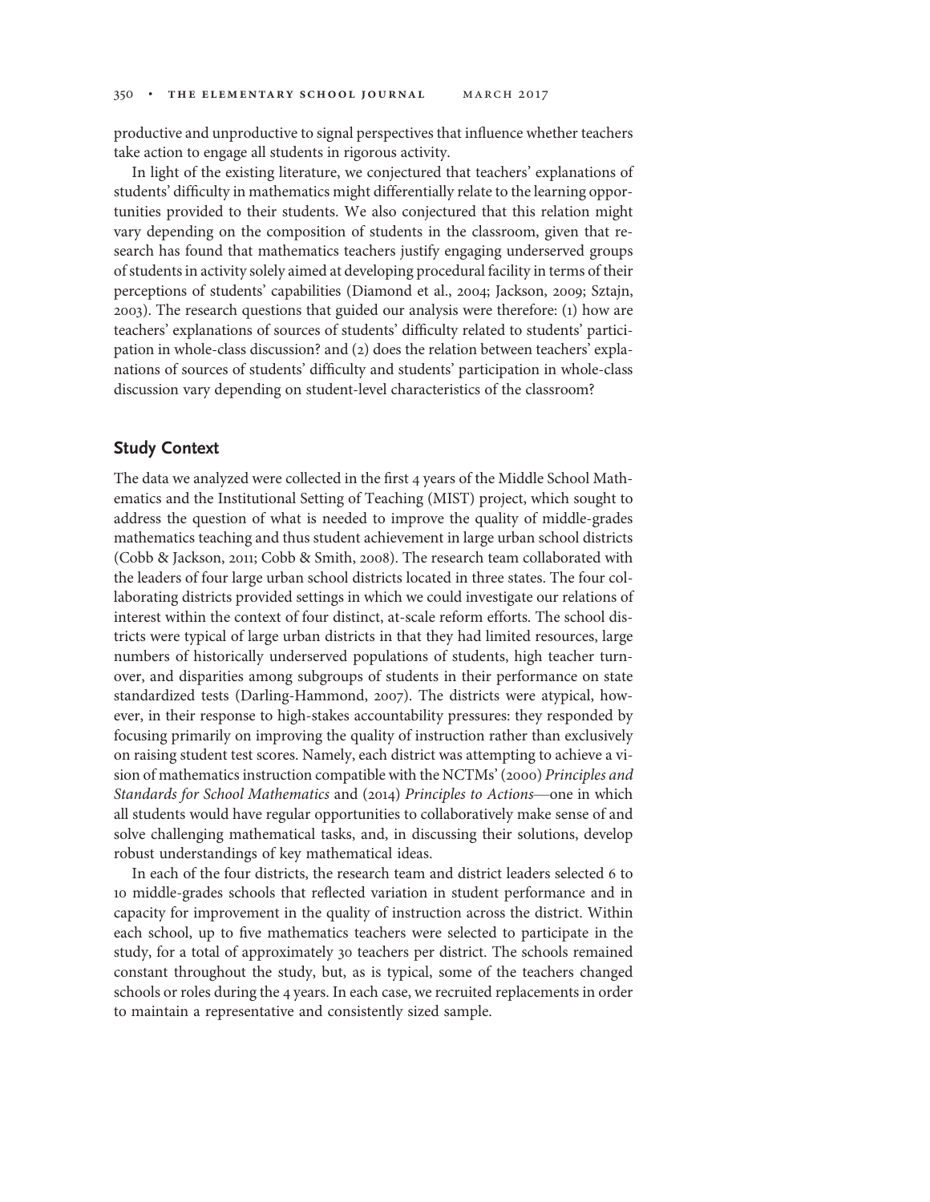productive and unproductive to signal perspectives that influence whether teachers take action to engage all students in rigorous activity.

In light of the existing literature, we conjectured that teachers' explanations of students' difficulty in mathematics might differentially relate to the learning opportunities provided to their students. We also conjectured that this relation might vary depending on the composition of students in the classroom, given that research has found that mathematics teachers justify engaging underserved groups of students in activity solely aimed at developing procedural facility in terms of their perceptions of students' capabilities (Diamond et al., 2004; Jackson, 2009; Sztajn, 2003). The research questions that guided our analysis were therefore: (1) how are teachers' explanations of sources of students' difficulty related to students' participation in whole-class discussion? and (2) does the relation between teachers' explanations of sources of students' difficulty and students' participation in whole-class discussion vary depending on student-level characteristics of the classroom?

## Study Context

The data we analyzed were collected in the first 4 years of the Middle School Mathematics and the Institutional Setting of Teaching (MIST) project, which sought to address the question of what is needed to improve the quality of middle-grades mathematics teaching and thus student achievement in large urban school districts (Cobb & Jackson, 2011; Cobb & Smith, 2008). The research team collaborated with the leaders of four large urban school districts located in three states. The four collaborating districts provided settings in which we could investigate our relations of interest within the context of four distinct, at-scale reform efforts. The school districts were typical of large urban districts in that they had limited resources, large numbers of historically underserved populations of students, high teacher turnover, and disparities among subgroups of students in their performance on state standardized tests (Darling-Hammond, 2007). The districts were atypical, however, in their response to high-stakes accountability pressures: they responded by focusing primarily on improving the quality of instruction rather than exclusively on raising student test scores. Namely, each district was attempting to achieve a vision of mathematics instruction compatible with the NCTMs' (2000) *Principles and Standards for School Mathematics* and (2014) *Principles to Actions*—one in which all students would have regular opportunities to collaboratively make sense of and solve challenging mathematical tasks, and, in discussing their solutions, develop robust understandings of key mathematical ideas.

In each of the four districts, the research team and district leaders selected 6 to 10 middle-grades schools that reflected variation in student performance and in capacity for improvement in the quality of instruction across the district. Within each school, up to five mathematics teachers were selected to participate in the study, for a total of approximately 30 teachers per district. The schools remained constant throughout the study, but, as is typical, some of the teachers changed schools or roles during the 4 years. In each case, we recruited replacements in order to maintain a representative and consistently sized sample.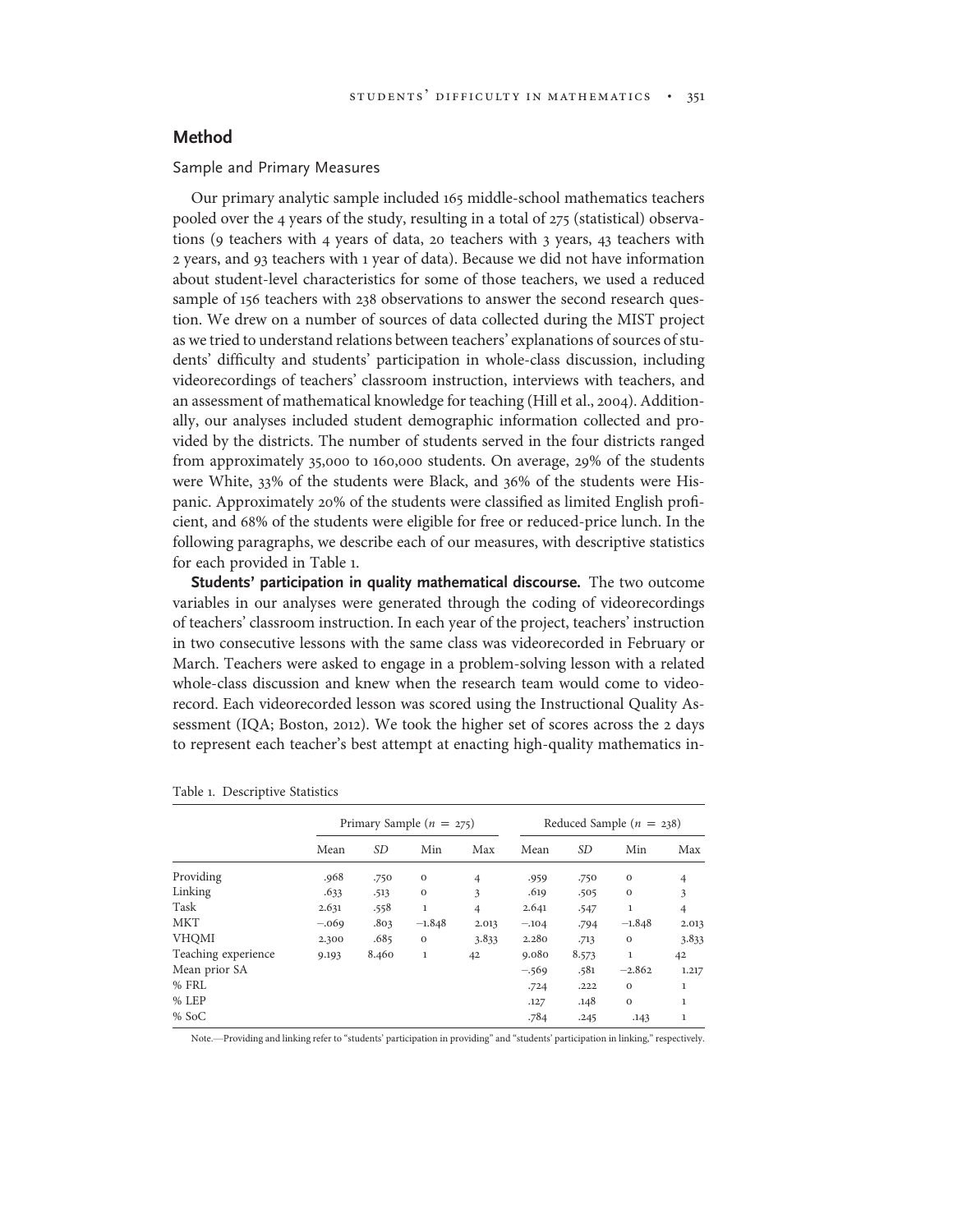## Method

### Sample and Primary Measures

Our primary analytic sample included 165 middle-school mathematics teachers pooled over the 4 years of the study, resulting in a total of 275 (statistical) observations (9 teachers with 4 years of data, 20 teachers with 3 years, 43 teachers with 2 years, and 93 teachers with 1 year of data). Because we did not have information about student-level characteristics for some of those teachers, we used a reduced sample of 156 teachers with 238 observations to answer the second research question. We drew on a number of sources of data collected during the MIST project as we tried to understand relations between teachers' explanations of sources of students' difficulty and students' participation in whole-class discussion, including videorecordings of teachers' classroom instruction, interviews with teachers, and an assessment of mathematical knowledge for teaching (Hill et al., 2004). Additionally, our analyses included student demographic information collected and provided by the districts. The number of students served in the four districts ranged from approximately 35,000 to 160,000 students. On average, 29% of the students were White, 33% of the students were Black, and 36% of the students were Hispanic. Approximately 20% of the students were classified as limited English proficient, and 68% of the students were eligible for free or reduced-price lunch. In the following paragraphs, we describe each of our measures, with descriptive statistics for each provided in Table 1.

**Students' participation in quality mathematical discourse.** The two outcome variables in our analyses were generated through the coding of videorecordings of teachers' classroom instruction. In each year of the project, teachers' instruction in two consecutive lessons with the same class was videorecorded in February or March. Teachers were asked to engage in a problem-solving lesson with a related whole-class discussion and knew when the research team would come to videorecord. Each videorecorded lesson was scored using the Instructional Quality Assessment (IQA; Boston, 2012). We took the higher set of scores across the 2 days to represent each teacher's best attempt at enacting high-quality mathematics in-

Table 1. Descriptive Statistics

| | Primary Sample ($n$ = 275) | | | | Reduced Sample ($n$ = 238) | | | |
|---|---|---|---|---|---|---|---|---|
| | Mean | *SD* | Min | Max | Mean | *SD* | Min | Max |
| Providing | .968 | .750 | 0 | 4 | .959 | .750 | 0 | 4 |
| Linking | .633 | .513 | 0 | 3 | .619 | .505 | 0 | 3 |
| Task | 2.631 | .558 | 1 | 4 | 2.641 | .547 | 1 | 4 |
| MKT | −.069 | .803 | −1.848 | 2.013 | −.104 | .794 | −1.848 | 2.013 |
| VHQMI | 2.300 | .685 | 0 | 3.833 | 2.280 | .713 | 0 | 3.833 |
| Teaching experience | 9.193 | 8.460 | 1 | 42 | 9.080 | 8.573 | 1 | 42 |
| Mean prior SA | | | | | −.569 | .581 | −2.862 | 1.217 |
| % FRL | | | | | .724 | .222 | 0 | 1 |
| % LEP | | | | | .127 | .148 | 0 | 1 |
| % SoC | | | | | .784 | .245 | .143 | 1 |

Note.—Providing and linking refer to "students' participation in providing" and "students' participation in linking," respectively.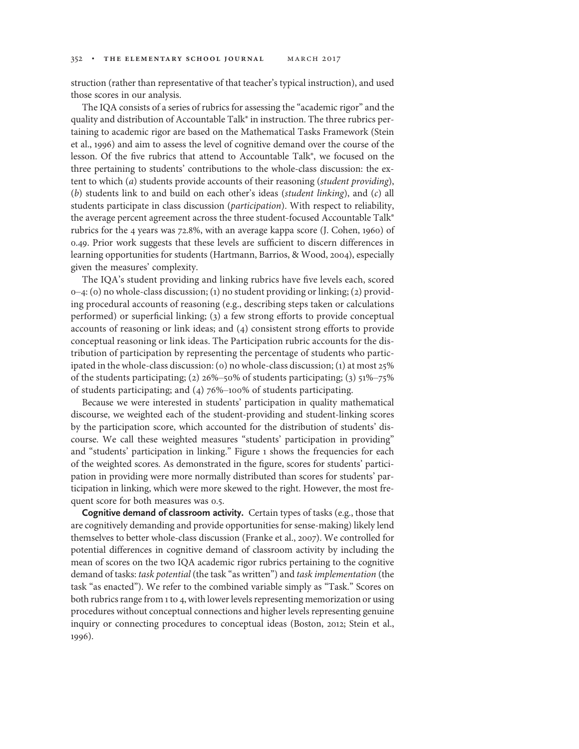struction (rather than representative of that teacher's typical instruction), and used those scores in our analysis.

The IQA consists of a series of rubrics for assessing the "academic rigor" and the quality and distribution of Accountable Talk® in instruction. The three rubrics pertaining to academic rigor are based on the Mathematical Tasks Framework (Stein et al., 1996) and aim to assess the level of cognitive demand over the course of the lesson. Of the five rubrics that attend to Accountable Talk®, we focused on the three pertaining to students' contributions to the whole-class discussion: the extent to which (*a*) students provide accounts of their reasoning (*student providing*), (*b*) students link to and build on each other's ideas (*student linking*), and (*c*) all students participate in class discussion (*participation*). With respect to reliability, the average percent agreement across the three student-focused Accountable Talk® rubrics for the 4 years was 72.8%, with an average kappa score (J. Cohen, 1960) of 0.49. Prior work suggests that these levels are sufficient to discern differences in learning opportunities for students (Hartmann, Barrios, & Wood, 2004), especially given the measures' complexity.

The IQA's student providing and linking rubrics have five levels each, scored 0–4: (0) no whole-class discussion; (1) no student providing or linking; (2) providing procedural accounts of reasoning (e.g., describing steps taken or calculations performed) or superficial linking; (3) a few strong efforts to provide conceptual accounts of reasoning or link ideas; and (4) consistent strong efforts to provide conceptual reasoning or link ideas. The Participation rubric accounts for the distribution of participation by representing the percentage of students who participated in the whole-class discussion: (0) no whole-class discussion; (1) at most 25% of the students participating; (2) 26%–50% of students participating; (3) 51%–75% of students participating; and (4) 76%–100% of students participating.

Because we were interested in students' participation in quality mathematical discourse, we weighted each of the student-providing and student-linking scores by the participation score, which accounted for the distribution of students' discourse. We call these weighted measures "students' participation in providing" and "students' participation in linking." Figure 1 shows the frequencies for each of the weighted scores. As demonstrated in the figure, scores for students' participation in providing were more normally distributed than scores for students' participation in linking, which were more skewed to the right. However, the most frequent score for both measures was 0.5.

**Cognitive demand of classroom activity.** Certain types of tasks (e.g., those that are cognitively demanding and provide opportunities for sense-making) likely lend themselves to better whole-class discussion (Franke et al., 2007). We controlled for potential differences in cognitive demand of classroom activity by including the mean of scores on the two IQA academic rigor rubrics pertaining to the cognitive demand of tasks: *task potential* (the task "as written") and *task implementation* (the task "as enacted"). We refer to the combined variable simply as "Task." Scores on both rubrics range from 1 to 4, with lower levels representing memorization or using procedures without conceptual connections and higher levels representing genuine inquiry or connecting procedures to conceptual ideas (Boston, 2012; Stein et al., 1996).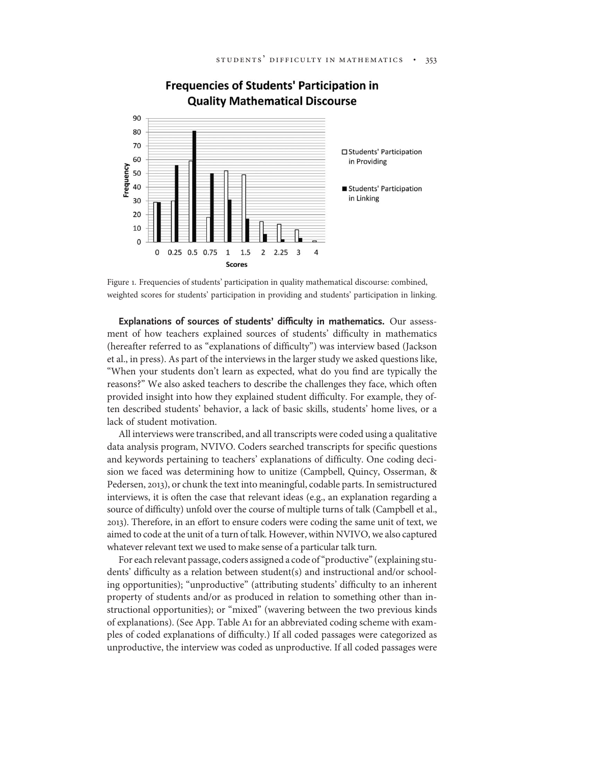Frequencies of Students' Participation in Quality Mathematical Discourse

90
80
70
60
50
40
30
20
10
0

Frequency

0 0.25 0.5 0.75 1 1.5 2 2.25 3 4

Scores

☐ Students' Participation in Providing

■ Students' Participation in Linking

Figure 1. Frequencies of students' participation in quality mathematical discourse: combined, weighted scores for students' participation in providing and students' participation in linking.

**Explanations of sources of students' difficulty in mathematics.** Our assessment of how teachers explained sources of students' difficulty in mathematics (hereafter referred to as "explanations of difficulty") was interview based (Jackson et al., in press). As part of the interviews in the larger study we asked questions like, "When your students don't learn as expected, what do you find are typically the reasons?" We also asked teachers to describe the challenges they face, which often provided insight into how they explained student difficulty. For example, they often described students' behavior, a lack of basic skills, students' home lives, or a lack of student motivation.

All interviews were transcribed, and all transcripts were coded using a qualitative data analysis program, NVIVO. Coders searched transcripts for specific questions and keywords pertaining to teachers' explanations of difficulty. One coding decision we faced was determining how to unitize (Campbell, Quincy, Osserman, & Pedersen, 2013), or chunk the text into meaningful, codable parts. In semistructured interviews, it is often the case that relevant ideas (e.g., an explanation regarding a source of difficulty) unfold over the course of multiple turns of talk (Campbell et al., 2013). Therefore, in an effort to ensure coders were coding the same unit of text, we aimed to code at the unit of a turn of talk. However, within NVIVO, we also captured whatever relevant text we used to make sense of a particular talk turn.

For each relevant passage, coders assigned a code of "productive" (explaining students' difficulty as a relation between student(s) and instructional and/or schooling opportunities); "unproductive" (attributing students' difficulty to an inherent property of students and/or as produced in relation to something other than instructional opportunities); or "mixed" (wavering between the two previous kinds of explanations). (See App. Table A1 for an abbreviated coding scheme with examples of coded explanations of difficulty.) If all coded passages were categorized as unproductive, the interview was coded as unproductive. If all coded passages were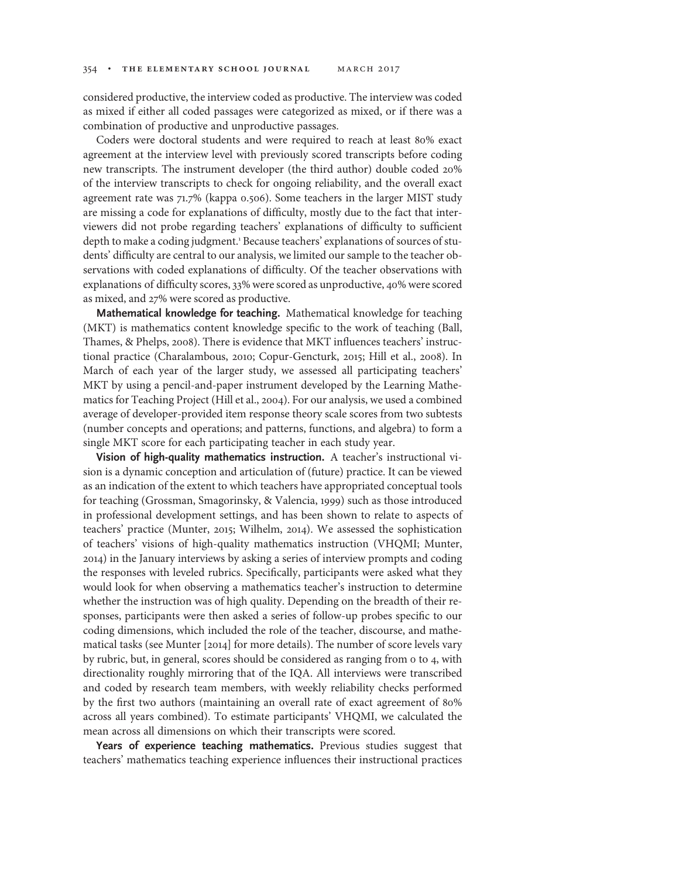considered productive, the interview coded as productive. The interview was coded as mixed if either all coded passages were categorized as mixed, or if there was a combination of productive and unproductive passages.

Coders were doctoral students and were required to reach at least 80% exact agreement at the interview level with previously scored transcripts before coding new transcripts. The instrument developer (the third author) double coded 20% of the interview transcripts to check for ongoing reliability, and the overall exact agreement rate was 71.7% (kappa 0.506). Some teachers in the larger MIST study are missing a code for explanations of difficulty, mostly due to the fact that interviewers did not probe regarding teachers' explanations of difficulty to sufficient depth to make a coding judgment.[1] Because teachers' explanations of sources of students' difficulty are central to our analysis, we limited our sample to the teacher observations with coded explanations of difficulty. Of the teacher observations with explanations of difficulty scores, 33% were scored as unproductive, 40% were scored as mixed, and 27% were scored as productive.

**Mathematical knowledge for teaching.** Mathematical knowledge for teaching (MKT) is mathematics content knowledge specific to the work of teaching (Ball, Thames, & Phelps, 2008). There is evidence that MKT influences teachers' instructional practice (Charalambous, 2010; Copur-Gencturk, 2015; Hill et al., 2008). In March of each year of the larger study, we assessed all participating teachers' MKT by using a pencil-and-paper instrument developed by the Learning Mathematics for Teaching Project (Hill et al., 2004). For our analysis, we used a combined average of developer-provided item response theory scale scores from two subtests (number concepts and operations; and patterns, functions, and algebra) to form a single MKT score for each participating teacher in each study year.

**Vision of high-quality mathematics instruction.** A teacher's instructional vision is a dynamic conception and articulation of (future) practice. It can be viewed as an indication of the extent to which teachers have appropriated conceptual tools for teaching (Grossman, Smagorinsky, & Valencia, 1999) such as those introduced in professional development settings, and has been shown to relate to aspects of teachers' practice (Munter, 2015; Wilhelm, 2014). We assessed the sophistication of teachers' visions of high-quality mathematics instruction (VHQMI; Munter, 2014) in the January interviews by asking a series of interview prompts and coding the responses with leveled rubrics. Specifically, participants were asked what they would look for when observing a mathematics teacher's instruction to determine whether the instruction was of high quality. Depending on the breadth of their responses, participants were then asked a series of follow-up probes specific to our coding dimensions, which included the role of the teacher, discourse, and mathematical tasks (see Munter [2014] for more details). The number of score levels vary by rubric, but, in general, scores should be considered as ranging from 0 to 4, with directionality roughly mirroring that of the IQA. All interviews were transcribed and coded by research team members, with weekly reliability checks performed by the first two authors (maintaining an overall rate of exact agreement of 80% across all years combined). To estimate participants' VHQMI, we calculated the mean across all dimensions on which their transcripts were scored.

**Years of experience teaching mathematics.** Previous studies suggest that teachers' mathematics teaching experience influences their instructional practices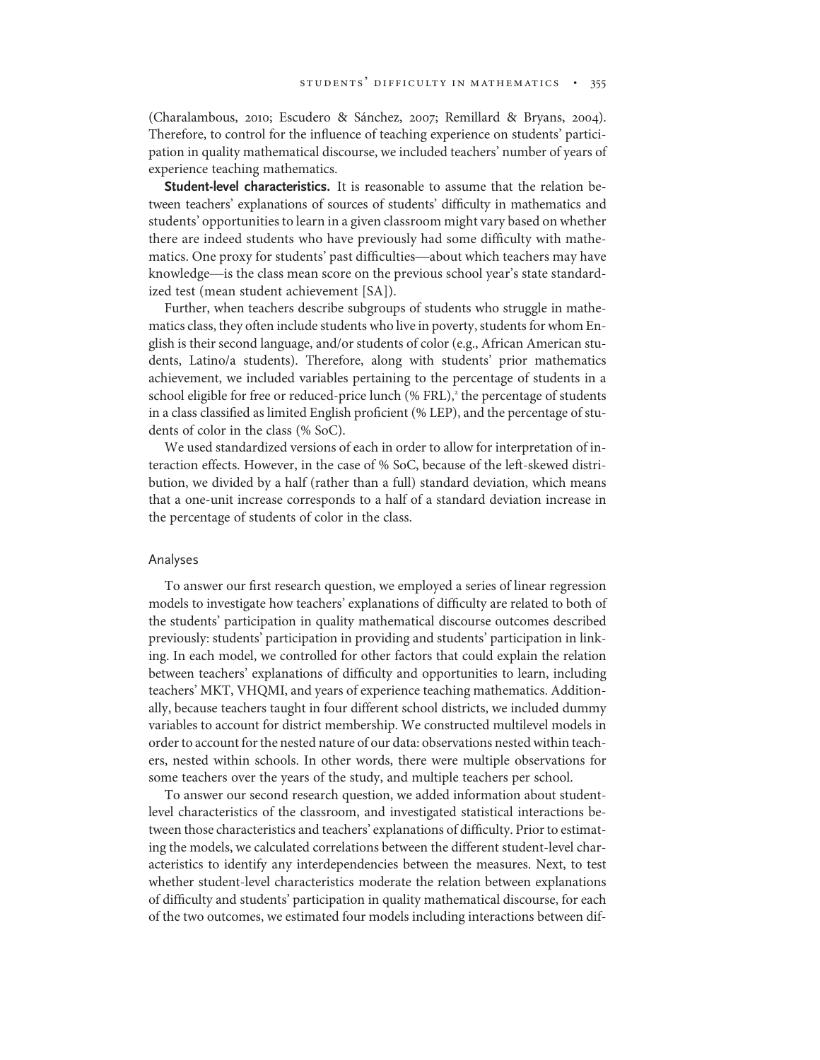(Charalambous, 2010; Escudero & Sánchez, 2007; Remillard & Bryans, 2004). Therefore, to control for the influence of teaching experience on students' participation in quality mathematical discourse, we included teachers' number of years of experience teaching mathematics.

**Student-level characteristics.** It is reasonable to assume that the relation between teachers' explanations of sources of students' difficulty in mathematics and students' opportunities to learn in a given classroom might vary based on whether there are indeed students who have previously had some difficulty with mathematics. One proxy for students' past difficulties—about which teachers may have knowledge—is the class mean score on the previous school year's state standardized test (mean student achievement [SA]).

Further, when teachers describe subgroups of students who struggle in mathematics class, they often include students who live in poverty, students for whom English is their second language, and/or students of color (e.g., African American students, Latino/a students). Therefore, along with students' prior mathematics achievement, we included variables pertaining to the percentage of students in a school eligible for free or reduced-price lunch (% FRL),[2] the percentage of students in a class classified as limited English proficient (% LEP), and the percentage of students of color in the class (% SoC).

We used standardized versions of each in order to allow for interpretation of interaction effects. However, in the case of % SoC, because of the left-skewed distribution, we divided by a half (rather than a full) standard deviation, which means that a one-unit increase corresponds to a half of a standard deviation increase in the percentage of students of color in the class.

## Analyses

To answer our first research question, we employed a series of linear regression models to investigate how teachers' explanations of difficulty are related to both of the students' participation in quality mathematical discourse outcomes described previously: students' participation in providing and students' participation in linking. In each model, we controlled for other factors that could explain the relation between teachers' explanations of difficulty and opportunities to learn, including teachers' MKT, VHQMI, and years of experience teaching mathematics. Additionally, because teachers taught in four different school districts, we included dummy variables to account for district membership. We constructed multilevel models in order to account for the nested nature of our data: observations nested within teachers, nested within schools. In other words, there were multiple observations for some teachers over the years of the study, and multiple teachers per school.

To answer our second research question, we added information about student-level characteristics of the classroom, and investigated statistical interactions between those characteristics and teachers' explanations of difficulty. Prior to estimating the models, we calculated correlations between the different student-level characteristics to identify any interdependencies between the measures. Next, to test whether student-level characteristics moderate the relation between explanations of difficulty and students' participation in quality mathematical discourse, for each of the two outcomes, we estimated four models including interactions between dif-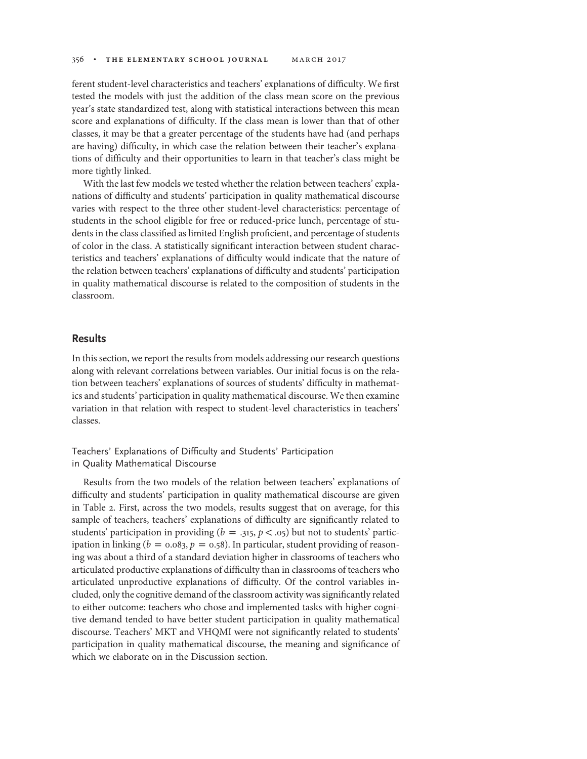ferent student-level characteristics and teachers' explanations of difficulty. We first tested the models with just the addition of the class mean score on the previous year's state standardized test, along with statistical interactions between this mean score and explanations of difficulty. If the class mean is lower than that of other classes, it may be that a greater percentage of the students have had (and perhaps are having) difficulty, in which case the relation between their teacher's explanations of difficulty and their opportunities to learn in that teacher's class might be more tightly linked.

With the last few models we tested whether the relation between teachers' explanations of difficulty and students' participation in quality mathematical discourse varies with respect to the three other student-level characteristics: percentage of students in the school eligible for free or reduced-price lunch, percentage of students in the class classified as limited English proficient, and percentage of students of color in the class. A statistically significant interaction between student characteristics and teachers' explanations of difficulty would indicate that the nature of the relation between teachers' explanations of difficulty and students' participation in quality mathematical discourse is related to the composition of students in the classroom.

## Results

In this section, we report the results from models addressing our research questions along with relevant correlations between variables. Our initial focus is on the relation between teachers' explanations of sources of students' difficulty in mathematics and students' participation in quality mathematical discourse. We then examine variation in that relation with respect to student-level characteristics in teachers' classes.

### Teachers' Explanations of Difficulty and Students' Participation in Quality Mathematical Discourse

Results from the two models of the relation between teachers' explanations of difficulty and students' participation in quality mathematical discourse are given in Table 2. First, across the two models, results suggest that on average, for this sample of teachers, teachers' explanations of difficulty are significantly related to students' participation in providing ($b = .315$, $p < .05$) but not to students' participation in linking ($b = 0.083$, $p = 0.58$). In particular, student providing of reasoning was about a third of a standard deviation higher in classrooms of teachers who articulated productive explanations of difficulty than in classrooms of teachers who articulated unproductive explanations of difficulty. Of the control variables included, only the cognitive demand of the classroom activity was significantly related to either outcome: teachers who chose and implemented tasks with higher cognitive demand tended to have better student participation in quality mathematical discourse. Teachers' MKT and VHQMI were not significantly related to students' participation in quality mathematical discourse, the meaning and significance of which we elaborate on in the Discussion section.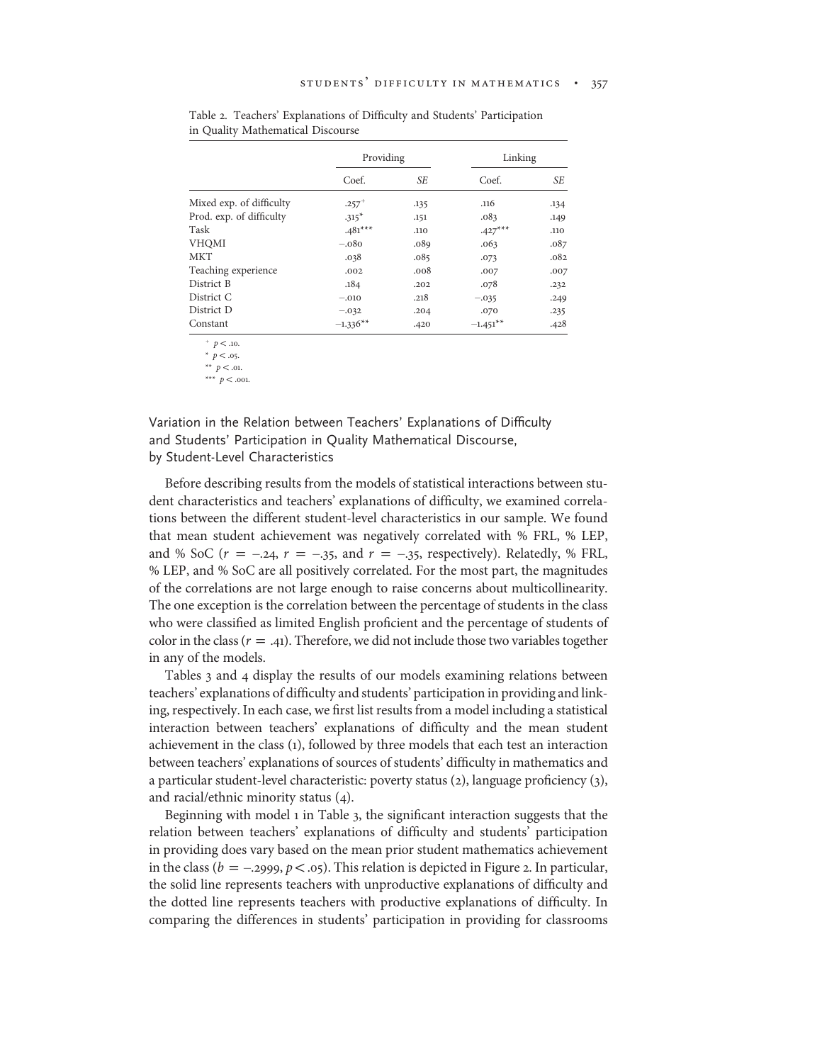Table 2. Teachers' Explanations of Difficulty and Students' Participation in Quality Mathematical Discourse

| | Providing | | Linking | |
|---|---|---|---|---|
| | Coef. | *SE* | Coef. | *SE* |
| Mixed exp. of difficulty | .257$^{+}$ | .135 | .116 | .134 |
| Prod. exp. of difficulty | .315$^{*}$ | .151 | .083 | .149 |
| Task | .481$^{***}$ | .110 | .427$^{***}$ | .110 |
| VHQMI | −.080 | .089 | .063 | .087 |
| MKT | .038 | .085 | .073 | .082 |
| Teaching experience | .002 | .008 | .007 | .007 |
| District B | .184 | .202 | .078 | .232 |
| District C | −.010 | .218 | −.035 | .249 |
| District D | −.032 | .204 | .070 | .235 |
| Constant | −1.336$^{**}$ | .420 | −1.451$^{**}$ | .428 |

$^{+}$ $p < .10$.
$^{*}$ $p < .05$.
$^{**}$ $p < .01$.
$^{***}$ $p < .001$.

### Variation in the Relation between Teachers' Explanations of Difficulty and Students' Participation in Quality Mathematical Discourse, by Student-Level Characteristics

Before describing results from the models of statistical interactions between student characteristics and teachers' explanations of difficulty, we examined correlations between the different student-level characteristics in our sample. We found that mean student achievement was negatively correlated with % FRL, % LEP, and % SoC ($r = -.24$, $r = -.35$, and $r = -.35$, respectively). Relatedly, % FRL, % LEP, and % SoC are all positively correlated. For the most part, the magnitudes of the correlations are not large enough to raise concerns about multicollinearity. The one exception is the correlation between the percentage of students in the class who were classified as limited English proficient and the percentage of students of color in the class ($r = .41$). Therefore, we did not include those two variables together in any of the models.

Tables 3 and 4 display the results of our models examining relations between teachers' explanations of difficulty and students' participation in providing and linking, respectively. In each case, we first list results from a model including a statistical interaction between teachers' explanations of difficulty and the mean student achievement in the class (1), followed by three models that each test an interaction between teachers' explanations of sources of students' difficulty in mathematics and a particular student-level characteristic: poverty status (2), language proficiency (3), and racial/ethnic minority status (4).

Beginning with model 1 in Table 3, the significant interaction suggests that the relation between teachers' explanations of difficulty and students' participation in providing does vary based on the mean prior student mathematics achievement in the class ($b = -.2999$, $p < .05$). This relation is depicted in Figure 2. In particular, the solid line represents teachers with unproductive explanations of difficulty and the dotted line represents teachers with productive explanations of difficulty. In comparing the differences in students' participation in providing for classrooms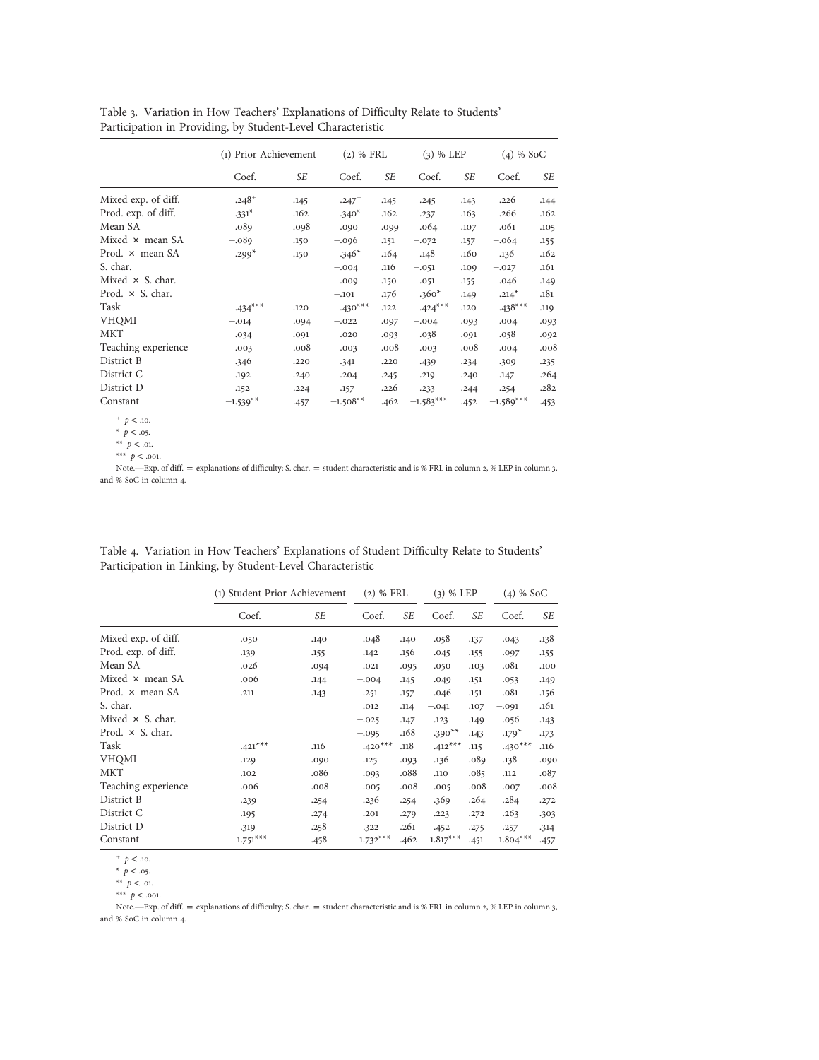Table 3. Variation in How Teachers' Explanations of Difficulty Relate to Students' Participation in Providing, by Student-Level Characteristic

| | (1) Prior Achievement | | (2) % FRL | | (3) % LEP | | (4) % SoC | |
|---|---|---|---|---|---|---|---|---|
| | Coef. | *SE* | Coef. | *SE* | Coef. | *SE* | Coef. | *SE* |
| Mixed exp. of diff. | .248$^{+}$ | .145 | .247$^{+}$ | .145 | .245 | .143 | .226 | .144 |
| Prod. exp. of diff. | .331$^{*}$ | .162 | .340$^{*}$ | .162 | .237 | .163 | .266 | .162 |
| Mean SA | .089 | .098 | .090 | .099 | .064 | .107 | .061 | .105 |
| Mixed × mean SA | −.089 | .150 | −.096 | .151 | −.072 | .157 | −.064 | .155 |
| Prod. × mean SA | −.299$^{*}$ | .150 | −.346$^{*}$ | .164 | −.148 | .160 | −.136 | .162 |
| S. char. | | | −.004 | .116 | −.051 | .109 | −.027 | .161 |
| Mixed × S. char. | | | −.009 | .150 | .051 | .155 | .046 | .149 |
| Prod. × S. char. | | | −.101 | .176 | .360$^{*}$ | .149 | .214$^{*}$ | .181 |
| Task | .434$^{***}$ | .120 | .430$^{***}$ | .122 | .424$^{***}$ | .120 | .438$^{***}$ | .119 |
| VHQMI | −.014 | .094 | −.022 | .097 | −.004 | .093 | .004 | .093 |
| MKT | .034 | .091 | .020 | .093 | .038 | .091 | .058 | .092 |
| Teaching experience | .003 | .008 | .003 | .008 | .003 | .008 | .004 | .008 |
| District B | .346 | .220 | .341 | .220 | .439 | .234 | .309 | .235 |
| District C | .192 | .240 | .204 | .245 | .219 | .240 | .147 | .264 |
| District D | .152 | .224 | .157 | .226 | .233 | .244 | .254 | .282 |
| Constant | −1.539$^{**}$ | .457 | −1.508$^{**}$ | .462 | −1.583$^{***}$ | .452 | −1.589$^{***}$ | .453 |

$^{+}$ $p < .10$.
$^{*}$ $p < .05$.
$^{**}$ $p < .01$.
$^{***}$ $p < .001$.

Note.—Exp. of diff. = explanations of difficulty; S. char. = student characteristic and is % FRL in column 2, % LEP in column 3, and % SoC in column 4.

Table 4. Variation in How Teachers' Explanations of Student Difficulty Relate to Students' Participation in Linking, by Student-Level Characteristic

| | (1) Student Prior Achievement | | (2) % FRL | | (3) % LEP | | (4) % SoC | |
|---|---|---|---|---|---|---|---|---|
| | Coef. | *SE* | Coef. | *SE* | Coef. | *SE* | Coef. | *SE* |
| Mixed exp. of diff. | .050 | .140 | .048 | .140 | .058 | .137 | .043 | .138 |
| Prod. exp. of diff. | .139 | .155 | .142 | .156 | .045 | .155 | .097 | .155 |
| Mean SA | −.026 | .094 | −.021 | .095 | −.050 | .103 | −.081 | .100 |
| Mixed × mean SA | .006 | .144 | −.004 | .145 | .049 | .151 | .053 | .149 |
| Prod. × mean SA | −.211 | .143 | −.251 | .157 | −.046 | .151 | −.081 | .156 |
| S. char. | | | .012 | .114 | −.041 | .107 | −.091 | .161 |
| Mixed × S. char. | | | −.025 | .147 | .123 | .149 | .056 | .143 |
| Prod. × S. char. | | | −.095 | .168 | .390$^{**}$ | .143 | .179$^{*}$ | .173 |
| Task | .421$^{***}$ | .116 | .420$^{***}$ | .118 | .412$^{***}$ | .115 | .430$^{***}$ | .116 |
| VHQMI | .129 | .090 | .125 | .093 | .136 | .089 | .138 | .090 |
| MKT | .102 | .086 | .093 | .088 | .110 | .085 | .112 | .087 |
| Teaching experience | .006 | .008 | .005 | .008 | .005 | .008 | .007 | .008 |
| District B | .239 | .254 | .236 | .254 | .369 | .264 | .284 | .272 |
| District C | .195 | .274 | .201 | .279 | .223 | .272 | .263 | .303 |
| District D | .319 | .258 | .322 | .261 | .452 | .275 | .257 | .314 |
| Constant | −1.751$^{***}$ | .458 | −1.732$^{***}$ | .462 | −1.817$^{***}$ | .451 | −1.804$^{***}$ | .457 |

$^{+}$ $p < .10$.
$^{*}$ $p < .05$.
$^{**}$ $p < .01$.
$^{***}$ $p < .001$.

Note.—Exp. of diff. = explanations of difficulty; S. char. = student characteristic and is % FRL in column 2, % LEP in column 3, and % SoC in column 4.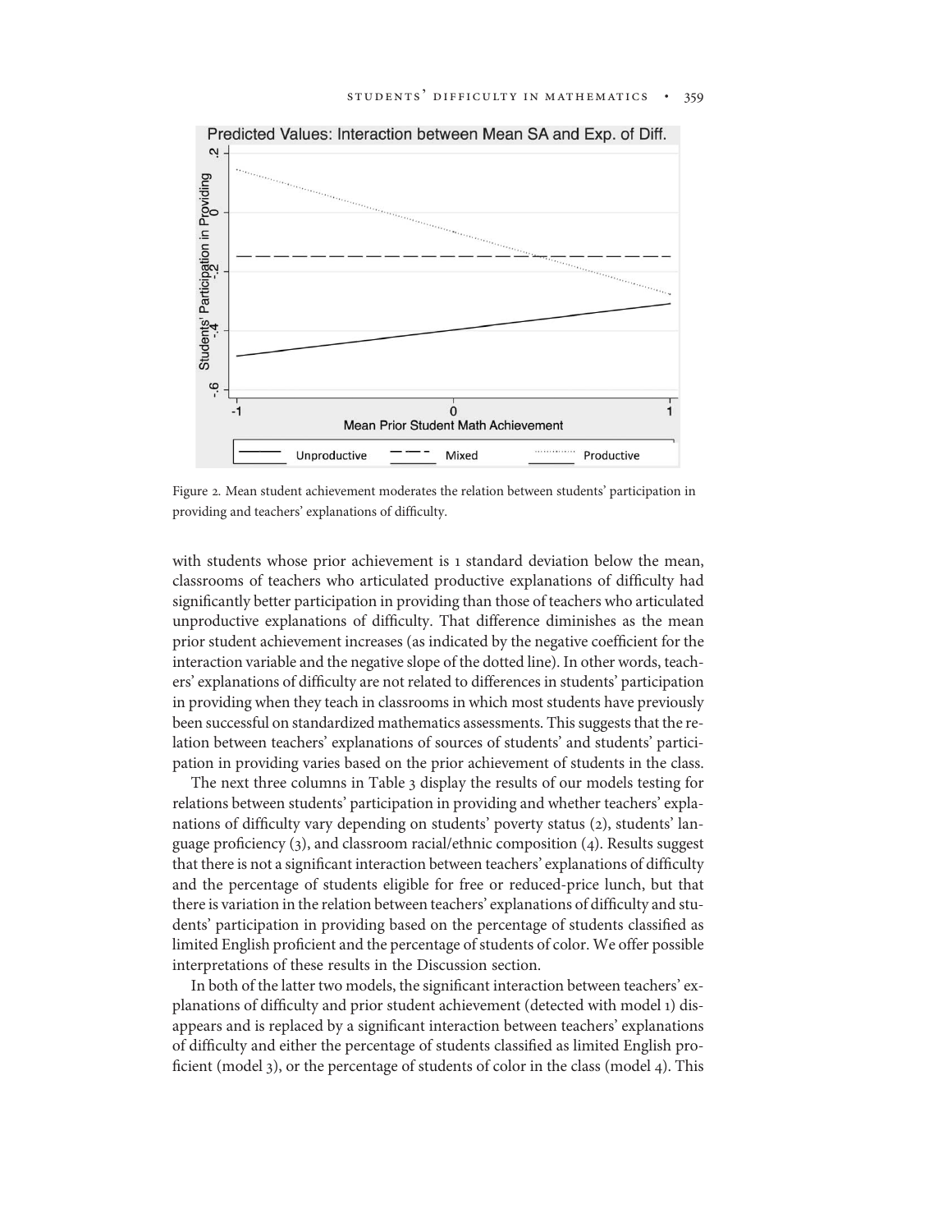Figure 2. Mean student achievement moderates the relation between students' participation in providing and teachers' explanations of difficulty.

with students whose prior achievement is 1 standard deviation below the mean, classrooms of teachers who articulated productive explanations of difficulty had significantly better participation in providing than those of teachers who articulated unproductive explanations of difficulty. That difference diminishes as the mean prior student achievement increases (as indicated by the negative coefficient for the interaction variable and the negative slope of the dotted line). In other words, teachers' explanations of difficulty are not related to differences in students' participation in providing when they teach in classrooms in which most students have previously been successful on standardized mathematics assessments. This suggests that the relation between teachers' explanations of sources of students' and students' participation in providing varies based on the prior achievement of students in the class.

The next three columns in Table 3 display the results of our models testing for relations between students' participation in providing and whether teachers' explanations of difficulty vary depending on students' poverty status (2), students' language proficiency (3), and classroom racial/ethnic composition (4). Results suggest that there is not a significant interaction between teachers' explanations of difficulty and the percentage of students eligible for free or reduced-price lunch, but that there is variation in the relation between teachers' explanations of difficulty and students' participation in providing based on the percentage of students classified as limited English proficient and the percentage of students of color. We offer possible interpretations of these results in the Discussion section.

In both of the latter two models, the significant interaction between teachers' explanations of difficulty and prior student achievement (detected with model 1) disappears and is replaced by a significant interaction between teachers' explanations of difficulty and either the percentage of students classified as limited English proficient (model 3), or the percentage of students of color in the class (model 4). This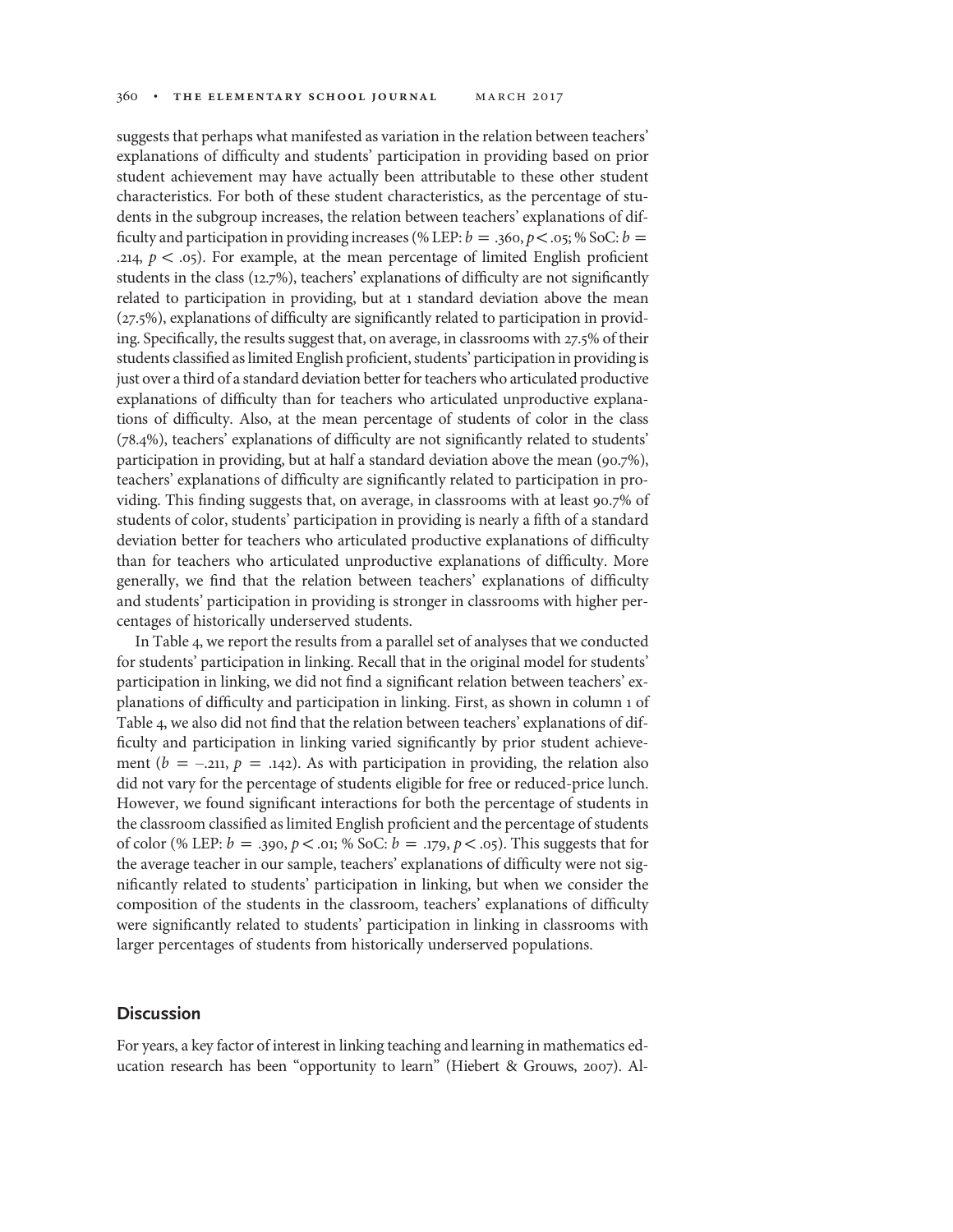suggests that perhaps what manifested as variation in the relation between teachers' explanations of difficulty and students' participation in providing based on prior student achievement may have actually been attributable to these other student characteristics. For both of these student characteristics, as the percentage of students in the subgroup increases, the relation between teachers' explanations of difficulty and participation in providing increases (% LEP: $b = .360, p < .05$; % SoC: $b = .214, p < .05$). For example, at the mean percentage of limited English proficient students in the class (12.7%), teachers' explanations of difficulty are not significantly related to participation in providing, but at 1 standard deviation above the mean (27.5%), explanations of difficulty are significantly related to participation in providing. Specifically, the results suggest that, on average, in classrooms with 27.5% of their students classified as limited English proficient, students' participation in providing is just over a third of a standard deviation better for teachers who articulated productive explanations of difficulty than for teachers who articulated unproductive explanations of difficulty. Also, at the mean percentage of students of color in the class (78.4%), teachers' explanations of difficulty are not significantly related to students' participation in providing, but at half a standard deviation above the mean (90.7%), teachers' explanations of difficulty are significantly related to participation in providing. This finding suggests that, on average, in classrooms with at least 90.7% of students of color, students' participation in providing is nearly a fifth of a standard deviation better for teachers who articulated productive explanations of difficulty than for teachers who articulated unproductive explanations of difficulty. More generally, we find that the relation between teachers' explanations of difficulty and students' participation in providing is stronger in classrooms with higher percentages of historically underserved students.

In Table 4, we report the results from a parallel set of analyses that we conducted for students' participation in linking. Recall that in the original model for students' participation in linking, we did not find a significant relation between teachers' explanations of difficulty and participation in linking. First, as shown in column 1 of Table 4, we also did not find that the relation between teachers' explanations of difficulty and participation in linking varied significantly by prior student achievement ($b = -.211, p = .142$). As with participation in providing, the relation also did not vary for the percentage of students eligible for free or reduced-price lunch. However, we found significant interactions for both the percentage of students in the classroom classified as limited English proficient and the percentage of students of color (% LEP: $b = .390, p < .01$; % SoC: $b = .179, p < .05$). This suggests that for the average teacher in our sample, teachers' explanations of difficulty were not significantly related to students' participation in linking, but when we consider the composition of the students in the classroom, teachers' explanations of difficulty were significantly related to students' participation in linking in classrooms with larger percentages of students from historically underserved populations.

## Discussion

For years, a key factor of interest in linking teaching and learning in mathematics education research has been "opportunity to learn" (Hiebert & Grouws, 2007). Al-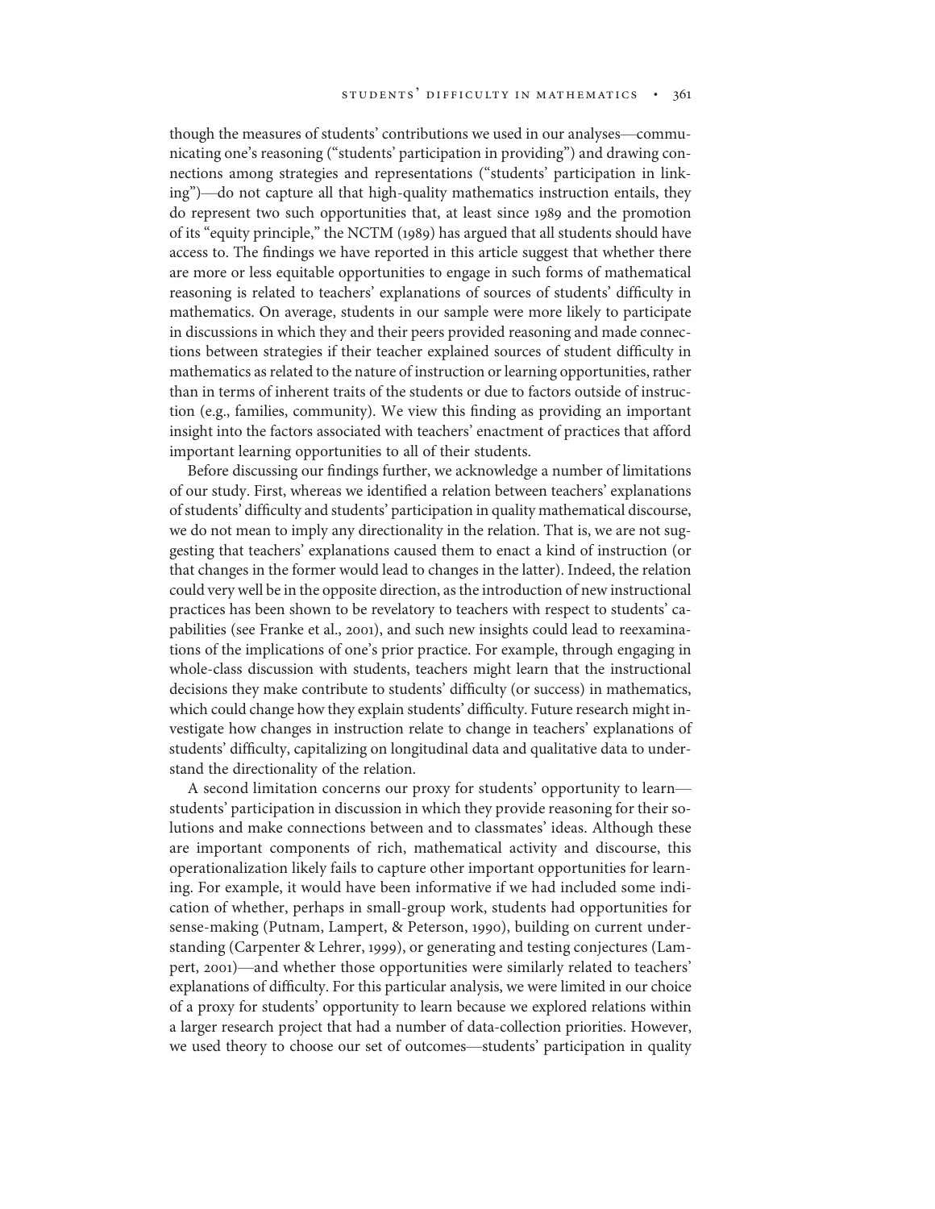though the measures of students' contributions we used in our analyses—communicating one's reasoning ("students' participation in providing") and drawing connections among strategies and representations ("students' participation in linking")—do not capture all that high-quality mathematics instruction entails, they do represent two such opportunities that, at least since 1989 and the promotion of its "equity principle," the NCTM (1989) has argued that all students should have access to. The findings we have reported in this article suggest that whether there are more or less equitable opportunities to engage in such forms of mathematical reasoning is related to teachers' explanations of sources of students' difficulty in mathematics. On average, students in our sample were more likely to participate in discussions in which they and their peers provided reasoning and made connections between strategies if their teacher explained sources of student difficulty in mathematics as related to the nature of instruction or learning opportunities, rather than in terms of inherent traits of the students or due to factors outside of instruction (e.g., families, community). We view this finding as providing an important insight into the factors associated with teachers' enactment of practices that afford important learning opportunities to all of their students.

Before discussing our findings further, we acknowledge a number of limitations of our study. First, whereas we identified a relation between teachers' explanations of students' difficulty and students' participation in quality mathematical discourse, we do not mean to imply any directionality in the relation. That is, we are not suggesting that teachers' explanations caused them to enact a kind of instruction (or that changes in the former would lead to changes in the latter). Indeed, the relation could very well be in the opposite direction, as the introduction of new instructional practices has been shown to be revelatory to teachers with respect to students' capabilities (see Franke et al., 2001), and such new insights could lead to reexaminations of the implications of one's prior practice. For example, through engaging in whole-class discussion with students, teachers might learn that the instructional decisions they make contribute to students' difficulty (or success) in mathematics, which could change how they explain students' difficulty. Future research might investigate how changes in instruction relate to change in teachers' explanations of students' difficulty, capitalizing on longitudinal data and qualitative data to understand the directionality of the relation.

A second limitation concerns our proxy for students' opportunity to learn—students' participation in discussion in which they provide reasoning for their solutions and make connections between and to classmates' ideas. Although these are important components of rich, mathematical activity and discourse, this operationalization likely fails to capture other important opportunities for learning. For example, it would have been informative if we had included some indication of whether, perhaps in small-group work, students had opportunities for sense-making (Putnam, Lampert, & Peterson, 1990), building on current understanding (Carpenter & Lehrer, 1999), or generating and testing conjectures (Lampert, 2001)—and whether those opportunities were similarly related to teachers' explanations of difficulty. For this particular analysis, we were limited in our choice of a proxy for students' opportunity to learn because we explored relations within a larger research project that had a number of data-collection priorities. However, we used theory to choose our set of outcomes—students' participation in quality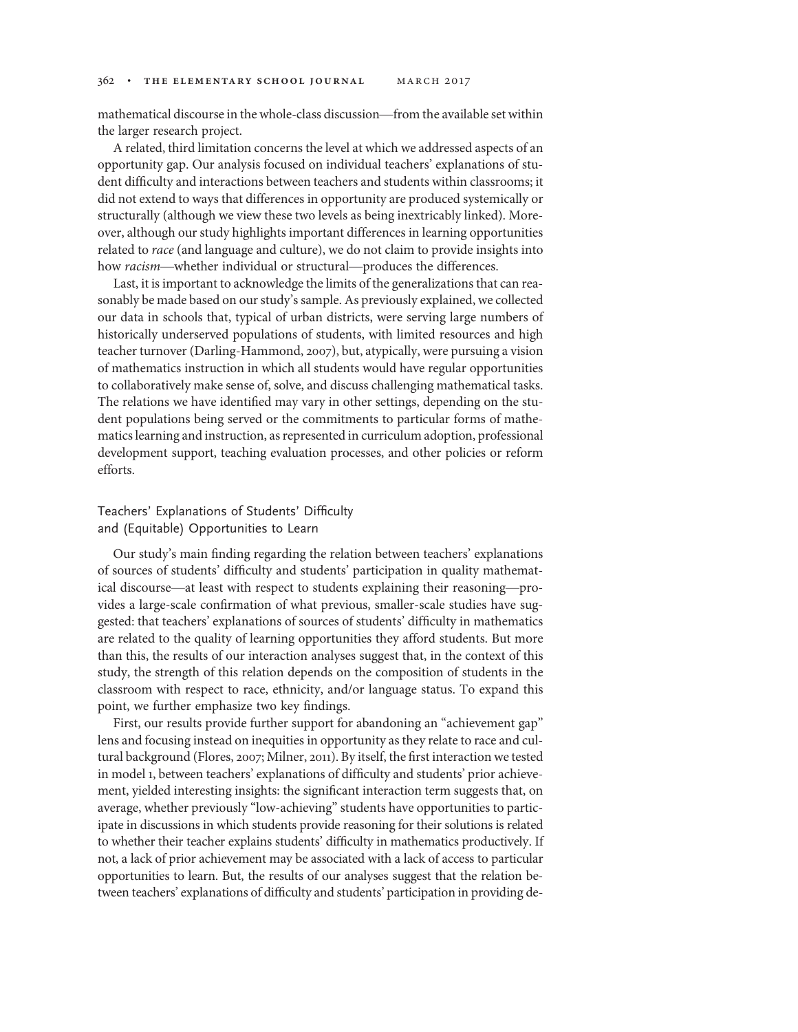mathematical discourse in the whole-class discussion—from the available set within the larger research project.

A related, third limitation concerns the level at which we addressed aspects of an opportunity gap. Our analysis focused on individual teachers' explanations of student difficulty and interactions between teachers and students within classrooms; it did not extend to ways that differences in opportunity are produced systemically or structurally (although we view these two levels as being inextricably linked). Moreover, although our study highlights important differences in learning opportunities related to *race* (and language and culture), we do not claim to provide insights into how *racism*—whether individual or structural—produces the differences.

Last, it is important to acknowledge the limits of the generalizations that can reasonably be made based on our study's sample. As previously explained, we collected our data in schools that, typical of urban districts, were serving large numbers of historically underserved populations of students, with limited resources and high teacher turnover (Darling-Hammond, 2007), but, atypically, were pursuing a vision of mathematics instruction in which all students would have regular opportunities to collaboratively make sense of, solve, and discuss challenging mathematical tasks. The relations we have identified may vary in other settings, depending on the student populations being served or the commitments to particular forms of mathematics learning and instruction, as represented in curriculum adoption, professional development support, teaching evaluation processes, and other policies or reform efforts.

## Teachers' Explanations of Students' Difficulty and (Equitable) Opportunities to Learn

Our study's main finding regarding the relation between teachers' explanations of sources of students' difficulty and students' participation in quality mathematical discourse—at least with respect to students explaining their reasoning—provides a large-scale confirmation of what previous, smaller-scale studies have suggested: that teachers' explanations of sources of students' difficulty in mathematics are related to the quality of learning opportunities they afford students. But more than this, the results of our interaction analyses suggest that, in the context of this study, the strength of this relation depends on the composition of students in the classroom with respect to race, ethnicity, and/or language status. To expand this point, we further emphasize two key findings.

First, our results provide further support for abandoning an "achievement gap" lens and focusing instead on inequities in opportunity as they relate to race and cultural background (Flores, 2007; Milner, 2011). By itself, the first interaction we tested in model 1, between teachers' explanations of difficulty and students' prior achievement, yielded interesting insights: the significant interaction term suggests that, on average, whether previously "low-achieving" students have opportunities to participate in discussions in which students provide reasoning for their solutions is related to whether their teacher explains students' difficulty in mathematics productively. If not, a lack of prior achievement may be associated with a lack of access to particular opportunities to learn. But, the results of our analyses suggest that the relation between teachers' explanations of difficulty and students' participation in providing de-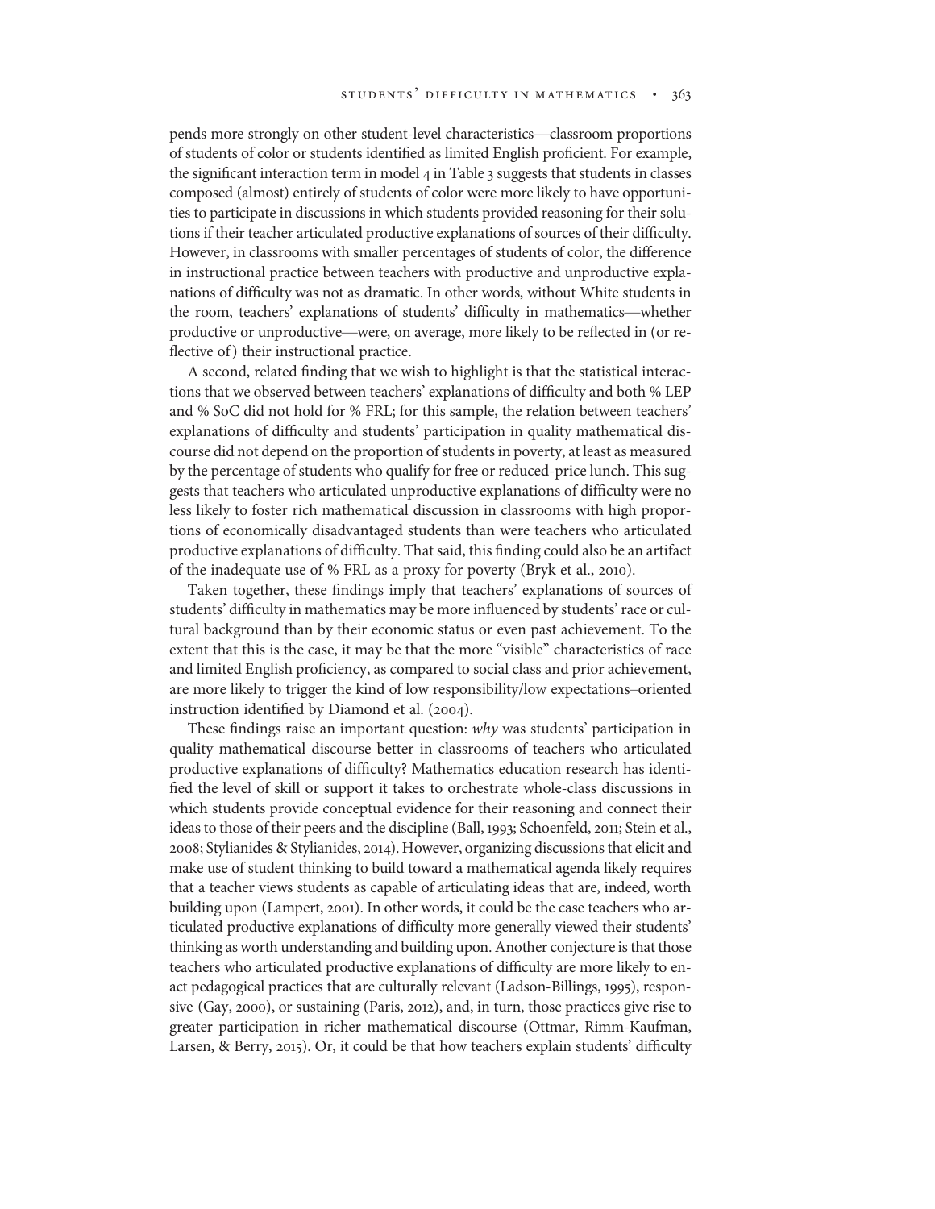pends more strongly on other student-level characteristics—classroom proportions of students of color or students identified as limited English proficient. For example, the significant interaction term in model 4 in Table 3 suggests that students in classes composed (almost) entirely of students of color were more likely to have opportunities to participate in discussions in which students provided reasoning for their solutions if their teacher articulated productive explanations of sources of their difficulty. However, in classrooms with smaller percentages of students of color, the difference in instructional practice between teachers with productive and unproductive explanations of difficulty was not as dramatic. In other words, without White students in the room, teachers' explanations of students' difficulty in mathematics—whether productive or unproductive—were, on average, more likely to be reflected in (or reflective of) their instructional practice.

A second, related finding that we wish to highlight is that the statistical interactions that we observed between teachers' explanations of difficulty and both % LEP and % SoC did not hold for % FRL; for this sample, the relation between teachers' explanations of difficulty and students' participation in quality mathematical discourse did not depend on the proportion of students in poverty, at least as measured by the percentage of students who qualify for free or reduced-price lunch. This suggests that teachers who articulated unproductive explanations of difficulty were no less likely to foster rich mathematical discussion in classrooms with high proportions of economically disadvantaged students than were teachers who articulated productive explanations of difficulty. That said, this finding could also be an artifact of the inadequate use of % FRL as a proxy for poverty (Bryk et al., 2010).

Taken together, these findings imply that teachers' explanations of sources of students' difficulty in mathematics may be more influenced by students' race or cultural background than by their economic status or even past achievement. To the extent that this is the case, it may be that the more "visible" characteristics of race and limited English proficiency, as compared to social class and prior achievement, are more likely to trigger the kind of low responsibility/low expectations–oriented instruction identified by Diamond et al. (2004).

These findings raise an important question: *why* was students' participation in quality mathematical discourse better in classrooms of teachers who articulated productive explanations of difficulty? Mathematics education research has identified the level of skill or support it takes to orchestrate whole-class discussions in which students provide conceptual evidence for their reasoning and connect their ideas to those of their peers and the discipline (Ball, 1993; Schoenfeld, 2011; Stein et al., 2008; Stylianides & Stylianides, 2014). However, organizing discussions that elicit and make use of student thinking to build toward a mathematical agenda likely requires that a teacher views students as capable of articulating ideas that are, indeed, worth building upon (Lampert, 2001). In other words, it could be the case teachers who articulated productive explanations of difficulty more generally viewed their students' thinking as worth understanding and building upon. Another conjecture is that those teachers who articulated productive explanations of difficulty are more likely to enact pedagogical practices that are culturally relevant (Ladson-Billings, 1995), responsive (Gay, 2000), or sustaining (Paris, 2012), and, in turn, those practices give rise to greater participation in richer mathematical discourse (Ottmar, Rimm-Kaufman, Larsen, & Berry, 2015). Or, it could be that how teachers explain students' difficulty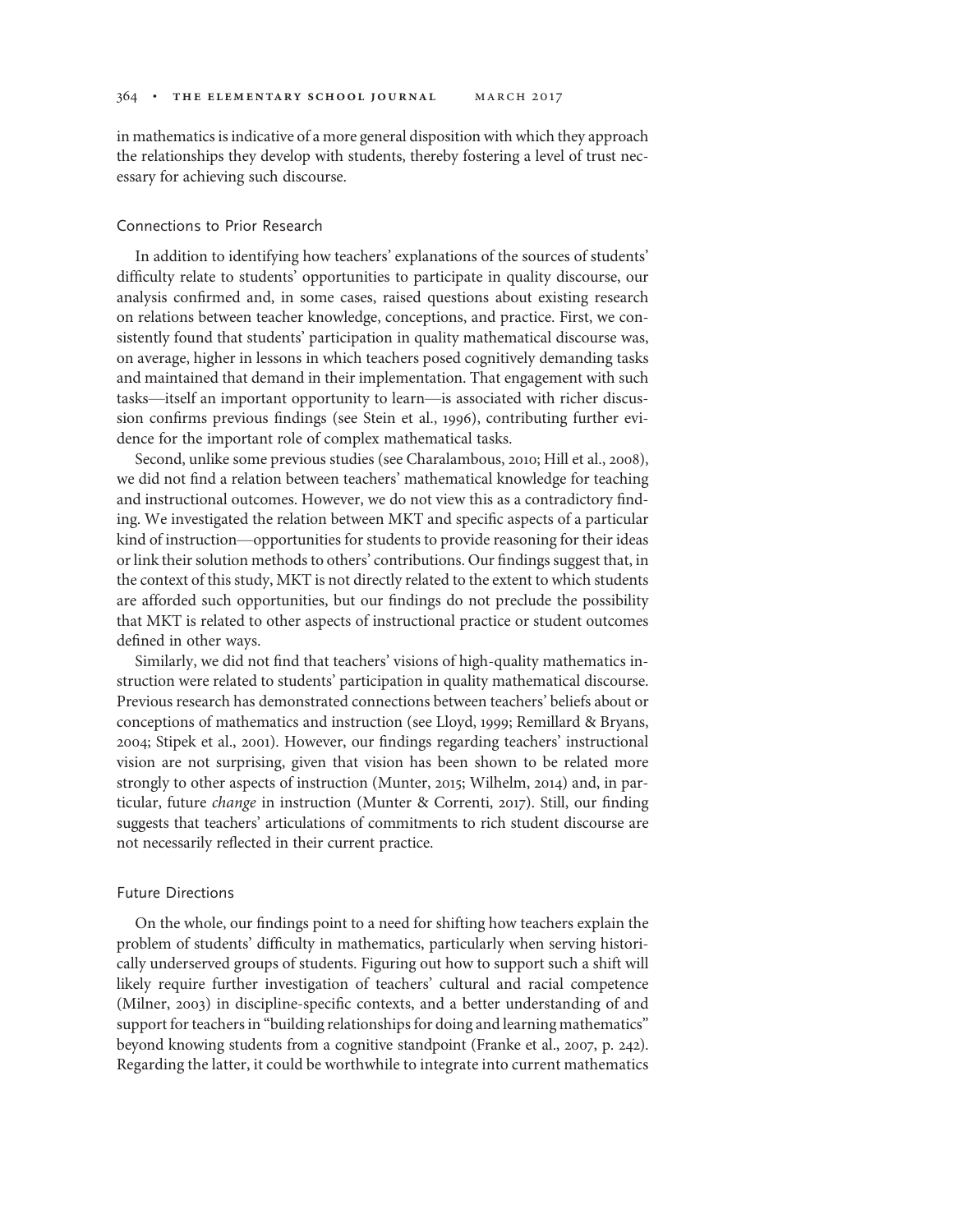in mathematics is indicative of a more general disposition with which they approach the relationships they develop with students, thereby fostering a level of trust necessary for achieving such discourse.

### Connections to Prior Research

In addition to identifying how teachers' explanations of the sources of students' difficulty relate to students' opportunities to participate in quality discourse, our analysis confirmed and, in some cases, raised questions about existing research on relations between teacher knowledge, conceptions, and practice. First, we consistently found that students' participation in quality mathematical discourse was, on average, higher in lessons in which teachers posed cognitively demanding tasks and maintained that demand in their implementation. That engagement with such tasks—itself an important opportunity to learn—is associated with richer discussion confirms previous findings (see Stein et al., 1996), contributing further evidence for the important role of complex mathematical tasks.

Second, unlike some previous studies (see Charalambous, 2010; Hill et al., 2008), we did not find a relation between teachers' mathematical knowledge for teaching and instructional outcomes. However, we do not view this as a contradictory finding. We investigated the relation between MKT and specific aspects of a particular kind of instruction—opportunities for students to provide reasoning for their ideas or link their solution methods to others' contributions. Our findings suggest that, in the context of this study, MKT is not directly related to the extent to which students are afforded such opportunities, but our findings do not preclude the possibility that MKT is related to other aspects of instructional practice or student outcomes defined in other ways.

Similarly, we did not find that teachers' visions of high-quality mathematics instruction were related to students' participation in quality mathematical discourse. Previous research has demonstrated connections between teachers' beliefs about or conceptions of mathematics and instruction (see Lloyd, 1999; Remillard & Bryans, 2004; Stipek et al., 2001). However, our findings regarding teachers' instructional vision are not surprising, given that vision has been shown to be related more strongly to other aspects of instruction (Munter, 2015; Wilhelm, 2014) and, in particular, future *change* in instruction (Munter & Correnti, 2017). Still, our finding suggests that teachers' articulations of commitments to rich student discourse are not necessarily reflected in their current practice.

### Future Directions

On the whole, our findings point to a need for shifting how teachers explain the problem of students' difficulty in mathematics, particularly when serving historically underserved groups of students. Figuring out how to support such a shift will likely require further investigation of teachers' cultural and racial competence (Milner, 2003) in discipline-specific contexts, and a better understanding of and support for teachers in "building relationships for doing and learning mathematics" beyond knowing students from a cognitive standpoint (Franke et al., 2007, p. 242). Regarding the latter, it could be worthwhile to integrate into current mathematics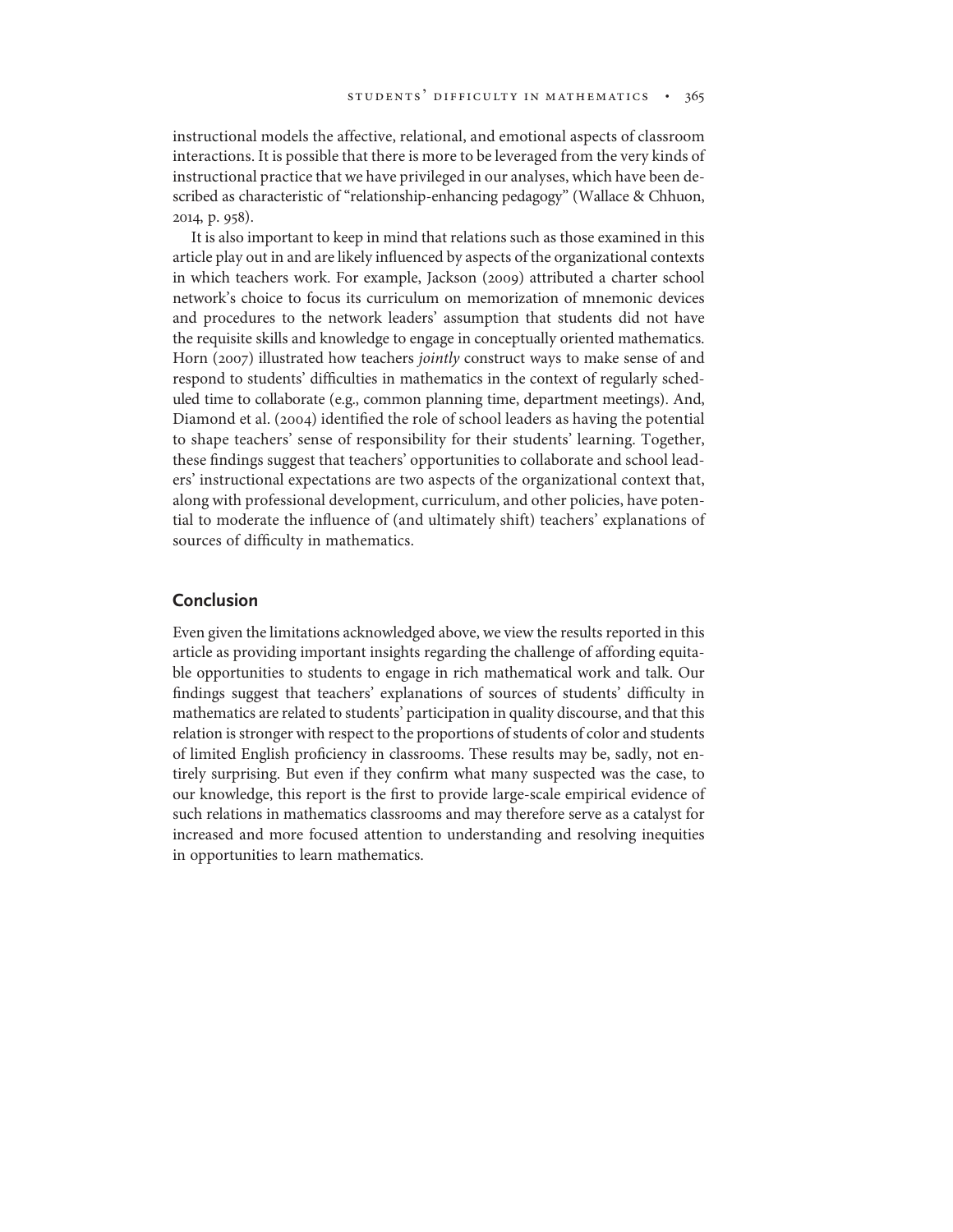instructional models the affective, relational, and emotional aspects of classroom interactions. It is possible that there is more to be leveraged from the very kinds of instructional practice that we have privileged in our analyses, which have been described as characteristic of "relationship-enhancing pedagogy" (Wallace & Chhuon, 2014, p. 958).

It is also important to keep in mind that relations such as those examined in this article play out in and are likely influenced by aspects of the organizational contexts in which teachers work. For example, Jackson (2009) attributed a charter school network's choice to focus its curriculum on memorization of mnemonic devices and procedures to the network leaders' assumption that students did not have the requisite skills and knowledge to engage in conceptually oriented mathematics. Horn (2007) illustrated how teachers *jointly* construct ways to make sense of and respond to students' difficulties in mathematics in the context of regularly scheduled time to collaborate (e.g., common planning time, department meetings). And, Diamond et al. (2004) identified the role of school leaders as having the potential to shape teachers' sense of responsibility for their students' learning. Together, these findings suggest that teachers' opportunities to collaborate and school leaders' instructional expectations are two aspects of the organizational context that, along with professional development, curriculum, and other policies, have potential to moderate the influence of (and ultimately shift) teachers' explanations of sources of difficulty in mathematics.

## Conclusion

Even given the limitations acknowledged above, we view the results reported in this article as providing important insights regarding the challenge of affording equitable opportunities to students to engage in rich mathematical work and talk. Our findings suggest that teachers' explanations of sources of students' difficulty in mathematics are related to students' participation in quality discourse, and that this relation is stronger with respect to the proportions of students of color and students of limited English proficiency in classrooms. These results may be, sadly, not entirely surprising. But even if they confirm what many suspected was the case, to our knowledge, this report is the first to provide large-scale empirical evidence of such relations in mathematics classrooms and may therefore serve as a catalyst for increased and more focused attention to understanding and resolving inequities in opportunities to learn mathematics.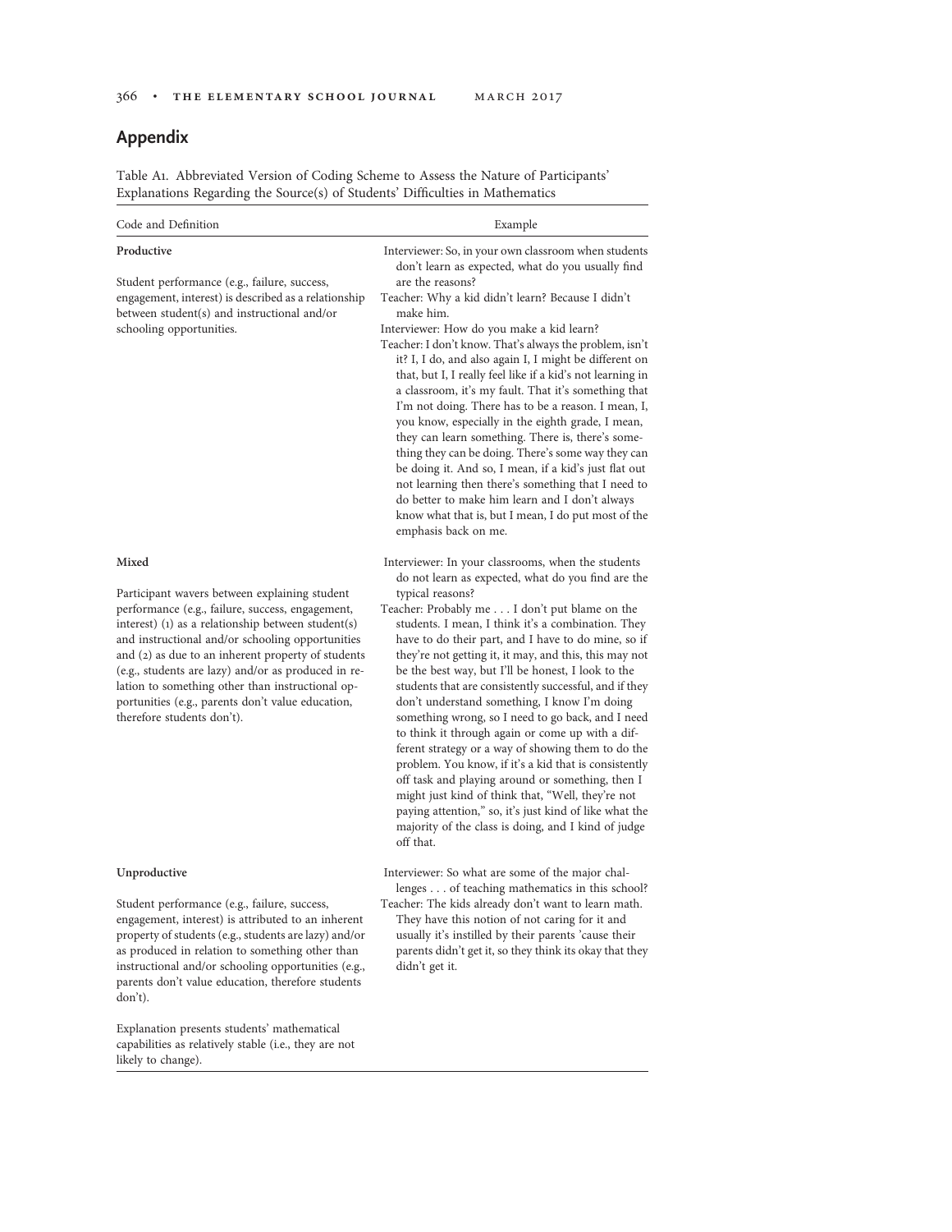## Appendix

Table A1. Abbreviated Version of Coding Scheme to Assess the Nature of Participants' Explanations Regarding the Source(s) of Students' Difficulties in Mathematics

| Code and Definition | Example |
|---|---|
| **Productive**<br><br>Student performance (e.g., failure, success, engagement, interest) is described as a relationship between student(s) and instructional and/or schooling opportunities. | Interviewer: So, in your own classroom when students don't learn as expected, what do you usually find are the reasons?<br>Teacher: Why a kid didn't learn? Because I didn't make him.<br>Interviewer: How do you make a kid learn?<br>Teacher: I don't know. That's always the problem, isn't it? I, I do, and also again I, I might be different on that, but I, I really feel like if a kid's not learning in a classroom, it's my fault. That it's something that I'm not doing. There has to be a reason. I mean, I, you know, especially in the eighth grade, I mean, they can learn something. There is, there's something they can be doing. There's some way they can be doing it. And so, I mean, if a kid's just flat out not learning then there's something that I need to do better to make him learn and I don't always know what that is, but I mean, I do put most of the emphasis back on me. |
| **Mixed**<br><br>Participant wavers between explaining student performance (e.g., failure, success, engagement, interest) (1) as a relationship between student(s) and instructional and/or schooling opportunities and (2) as due to an inherent property of students (e.g., students are lazy) and/or as produced in relation to something other than instructional opportunities (e.g., parents don't value education, therefore students don't). | Interviewer: In your classrooms, when the students do not learn as expected, what do you find are the typical reasons?<br>Teacher: Probably me . . . I don't put blame on the students. I mean, I think it's a combination. They have to do their part, and I have to do mine, so if they're not getting it, it may, and this, this may not be the best way, but I'll be honest, I look to the students that are consistently successful, and if they don't understand something, I know I'm doing something wrong, so I need to go back, and I need to think it through again or come up with a different strategy or a way of showing them to do the problem. You know, if it's a kid that is consistently off task and playing around or something, then I might just kind of think that, "Well, they're not paying attention," so, it's just kind of like what the majority of the class is doing, and I kind of judge off that. |
| **Unproductive**<br><br>Student performance (e.g., failure, success, engagement, interest) is attributed to an inherent property of students (e.g., students are lazy) and/or as produced in relation to something other than instructional and/or schooling opportunities (e.g., parents don't value education, therefore students don't).<br><br>Explanation presents students' mathematical capabilities as relatively stable (i.e., they are not likely to change). | Interviewer: So what are some of the major challenges . . . of teaching mathematics in this school?<br>Teacher: The kids already don't want to learn math. They have this notion of not caring for it and usually it's instilled by their parents 'cause their parents didn't get it, so they think its okay that they didn't get it. |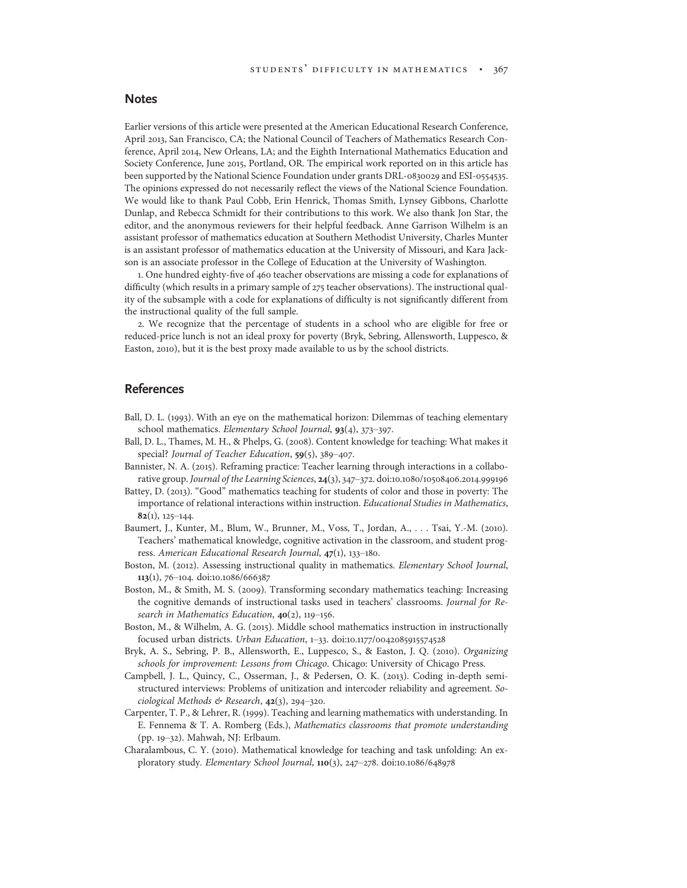## Notes

Earlier versions of this article were presented at the American Educational Research Conference, April 2013, San Francisco, CA; the National Council of Teachers of Mathematics Research Conference, April 2014, New Orleans, LA; and the Eighth International Mathematics Education and Society Conference, June 2015, Portland, OR. The empirical work reported on in this article has been supported by the National Science Foundation under grants DRL-0830029 and ESI-0554535. The opinions expressed do not necessarily reflect the views of the National Science Foundation. We would like to thank Paul Cobb, Erin Henrick, Thomas Smith, Lynsey Gibbons, Charlotte Dunlap, and Rebecca Schmidt for their contributions to this work. We also thank Jon Star, the editor, and the anonymous reviewers for their helpful feedback. Anne Garrison Wilhelm is an assistant professor of mathematics education at Southern Methodist University, Charles Munter is an assistant professor of mathematics education at the University of Missouri, and Kara Jackson is an associate professor in the College of Education at the University of Washington.

1. One hundred eighty-five of 460 teacher observations are missing a code for explanations of difficulty (which results in a primary sample of 275 teacher observations). The instructional quality of the subsample with a code for explanations of difficulty is not significantly different from the instructional quality of the full sample.

2. We recognize that the percentage of students in a school who are eligible for free or reduced-price lunch is not an ideal proxy for poverty (Bryk, Sebring, Allensworth, Luppesco, & Easton, 2010), but it is the best proxy made available to us by the school districts.

## References

Ball, D. L. (1993). With an eye on the mathematical horizon: Dilemmas of teaching elementary school mathematics. *Elementary School Journal*, **93**(4), 373–397.

Ball, D. L., Thames, M. H., & Phelps, G. (2008). Content knowledge for teaching: What makes it special? *Journal of Teacher Education*, **59**(5), 389–407.

Bannister, N. A. (2015). Reframing practice: Teacher learning through interactions in a collaborative group. *Journal of the Learning Sciences*, **24**(3), 347–372. doi:10.1080/10508406.2014.999196

Battey, D. (2013). "Good" mathematics teaching for students of color and those in poverty: The importance of relational interactions within instruction. *Educational Studies in Mathematics*, **82**(1), 125–144.

Baumert, J., Kunter, M., Blum, W., Brunner, M., Voss, T., Jordan, A., . . . Tsai, Y.-M. (2010). Teachers' mathematical knowledge, cognitive activation in the classroom, and student progress. *American Educational Research Journal*, **47**(1), 133–180.

Boston, M. (2012). Assessing instructional quality in mathematics. *Elementary School Journal*, **113**(1), 76–104. doi:10.1086/666387

Boston, M., & Smith, M. S. (2009). Transforming secondary mathematics teaching: Increasing the cognitive demands of instructional tasks used in teachers' classrooms. *Journal for Research in Mathematics Education*, **40**(2), 119–156.

Boston, M., & Wilhelm, A. G. (2015). Middle school mathematics instruction in instructionally focused urban districts. *Urban Education*, 1–33. doi:10.1177/0042085915574528

Bryk, A. S., Sebring, P. B., Allensworth, E., Luppesco, S., & Easton, J. Q. (2010). *Organizing schools for improvement: Lessons from Chicago*. Chicago: University of Chicago Press.

Campbell, J. L., Quincy, C., Osserman, J., & Pedersen, O. K. (2013). Coding in-depth semistructured interviews: Problems of unitization and intercoder reliability and agreement. *Sociological Methods & Research*, **42**(3), 294–320.

Carpenter, T. P., & Lehrer, R. (1999). Teaching and learning mathematics with understanding. In E. Fennema & T. A. Romberg (Eds.), *Mathematics classrooms that promote understanding* (pp. 19–32). Mahwah, NJ: Erlbaum.

Charalambous, C. Y. (2010). Mathematical knowledge for teaching and task unfolding: An exploratory study. *Elementary School Journal*, **110**(3), 247–278. doi:10.1086/648978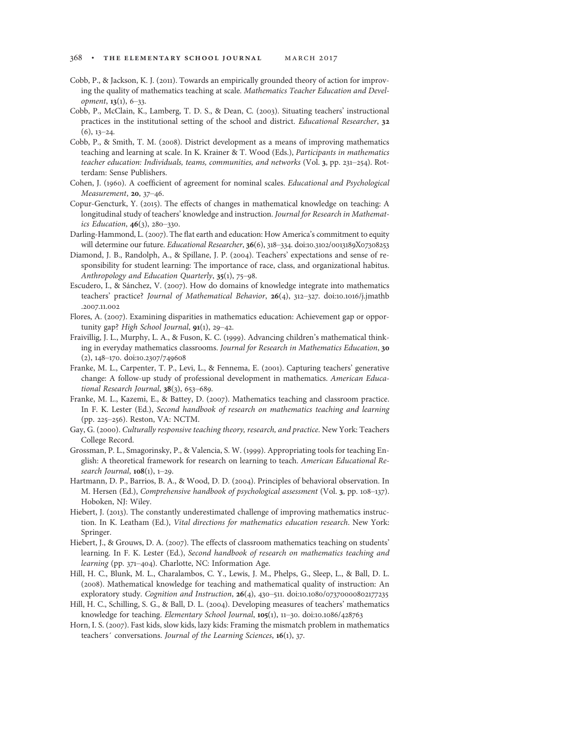Cobb, P., & Jackson, K. J. (2011). Towards an empirically grounded theory of action for improving the quality of mathematics teaching at scale. *Mathematics Teacher Education and Development*, **13**(1), 6–33.

Cobb, P., McClain, K., Lamberg, T. D. S., & Dean, C. (2003). Situating teachers' instructional practices in the institutional setting of the school and district. *Educational Researcher*, **32** (6), 13–24.

Cobb, P., & Smith, T. M. (2008). District development as a means of improving mathematics teaching and learning at scale. In K. Krainer & T. Wood (Eds.), *Participants in mathematics teacher education: Individuals, teams, communities, and networks* (Vol. **3**, pp. 231–254). Rotterdam: Sense Publishers.

Cohen, J. (1960). A coefficient of agreement for nominal scales. *Educational and Psychological Measurement*, **20**, 37–46.

Copur-Gencturk, Y. (2015). The effects of changes in mathematical knowledge on teaching: A longitudinal study of teachers' knowledge and instruction. *Journal for Research in Mathematics Education*, **46**(3), 280–330.

Darling-Hammond, L. (2007). The flat earth and education: How America's commitment to equity will determine our future. *Educational Researcher*, **36**(6), 318–334. doi:10.3102/0013189X07308253

Diamond, J. B., Randolph, A., & Spillane, J. P. (2004). Teachers' expectations and sense of responsibility for student learning: The importance of race, class, and organizational habitus. *Anthropology and Education Quarterly*, **35**(1), 75–98.

Escudero, I., & Sánchez, V. (2007). How do domains of knowledge integrate into mathematics teachers' practice? *Journal of Mathematical Behavior*, **26**(4), 312–327. doi:10.1016/j.jmathb.2007.11.002

Flores, A. (2007). Examining disparities in mathematics education: Achievement gap or opportunity gap? *High School Journal*, **91**(1), 29–42.

Fraivillig, J. L., Murphy, L. A., & Fuson, K. C. (1999). Advancing children's mathematical thinking in everyday mathematics classrooms. *Journal for Research in Mathematics Education*, **30** (2), 148–170. doi:10.2307/749608

Franke, M. L., Carpenter, T. P., Levi, L., & Fennema, E. (2001). Capturing teachers' generative change: A follow-up study of professional development in mathematics. *American Educational Research Journal*, **38**(3), 653–689.

Franke, M. L., Kazemi, E., & Battey, D. (2007). Mathematics teaching and classroom practice. In F. K. Lester (Ed.), *Second handbook of research on mathematics teaching and learning* (pp. 225–256). Reston, VA: NCTM.

Gay, G. (2000). *Culturally responsive teaching theory, research, and practice*. New York: Teachers College Record.

Grossman, P. L., Smagorinsky, P., & Valencia, S. W. (1999). Appropriating tools for teaching English: A theoretical framework for research on learning to teach. *American Educational Research Journal*, **108**(1), 1–29.

Hartmann, D. P., Barrios, B. A., & Wood, D. D. (2004). Principles of behavioral observation. In M. Hersen (Ed.), *Comprehensive handbook of psychological assessment* (Vol. **3**, pp. 108–137). Hoboken, NJ: Wiley.

Hiebert, J. (2013). The constantly underestimated challenge of improving mathematics instruction. In K. Leatham (Ed.), *Vital directions for mathematics education research*. New York: Springer.

Hiebert, J., & Grouws, D. A. (2007). The effects of classroom mathematics teaching on students' learning. In F. K. Lester (Ed.), *Second handbook of research on mathematics teaching and learning* (pp. 371–404). Charlotte, NC: Information Age.

Hill, H. C., Blunk, M. L., Charalambos, C. Y., Lewis, J. M., Phelps, G., Sleep, L., & Ball, D. L. (2008). Mathematical knowledge for teaching and mathematical quality of instruction: An exploratory study. *Cognition and Instruction*, **26**(4), 430–511. doi:10.1080/07370000802177235

Hill, H. C., Schilling, S. G., & Ball, D. L. (2004). Developing measures of teachers' mathematics knowledge for teaching. *Elementary School Journal*, **105**(1), 11–30. doi:10.1086/428763

Horn, I. S. (2007). Fast kids, slow kids, lazy kids: Framing the mismatch problem in mathematics teachers´ conversations. *Journal of the Learning Sciences*, **16**(1), 37.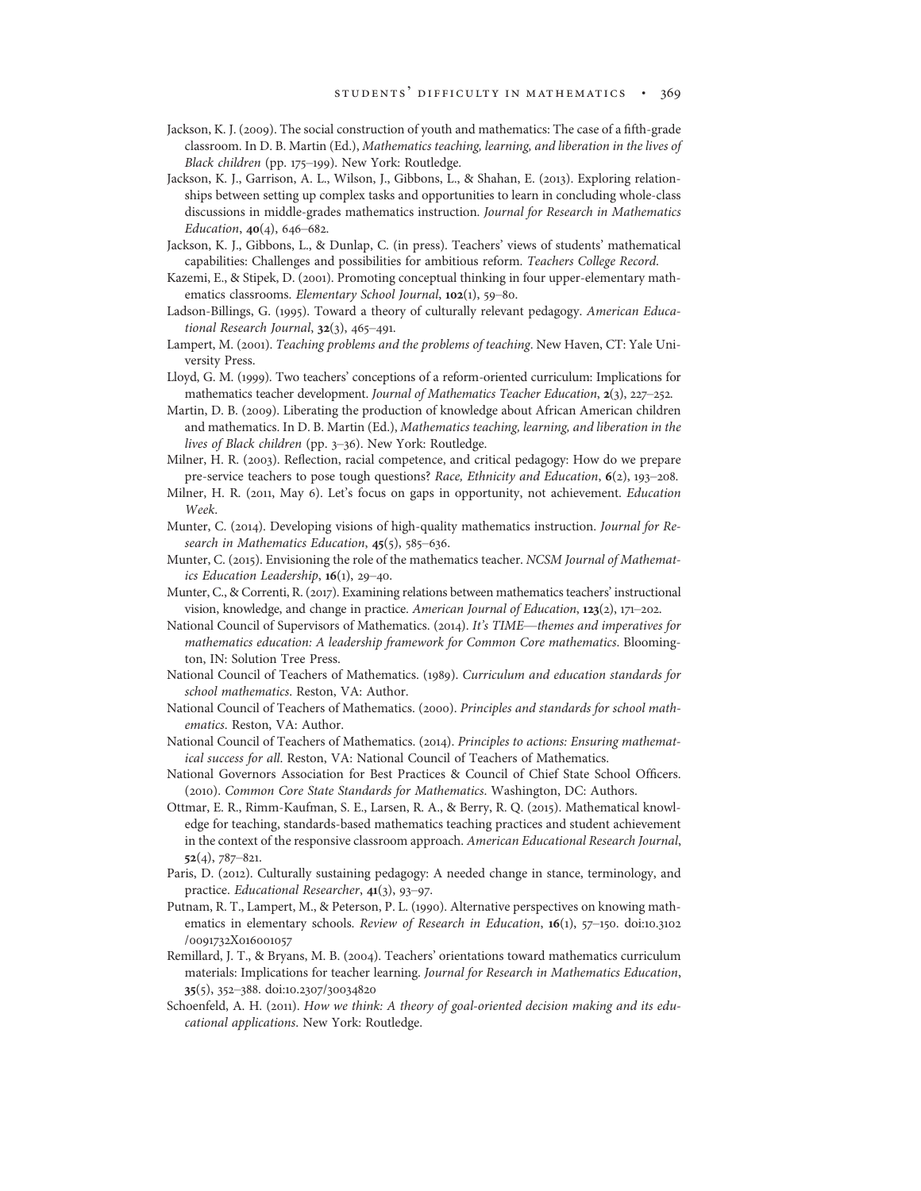Jackson, K. J. (2009). The social construction of youth and mathematics: The case of a fifth-grade classroom. In D. B. Martin (Ed.), *Mathematics teaching, learning, and liberation in the lives of Black children* (pp. 175–199). New York: Routledge.

Jackson, K. J., Garrison, A. L., Wilson, J., Gibbons, L., & Shahan, E. (2013). Exploring relationships between setting up complex tasks and opportunities to learn in concluding whole-class discussions in middle-grades mathematics instruction. *Journal for Research in Mathematics Education*, **40**(4), 646–682.

Jackson, K. J., Gibbons, L., & Dunlap, C. (in press). Teachers' views of students' mathematical capabilities: Challenges and possibilities for ambitious reform. *Teachers College Record*.

Kazemi, E., & Stipek, D. (2001). Promoting conceptual thinking in four upper-elementary mathematics classrooms. *Elementary School Journal*, **102**(1), 59–80.

Ladson-Billings, G. (1995). Toward a theory of culturally relevant pedagogy. *American Educational Research Journal*, **32**(3), 465–491.

Lampert, M. (2001). *Teaching problems and the problems of teaching*. New Haven, CT: Yale University Press.

Lloyd, G. M. (1999). Two teachers' conceptions of a reform-oriented curriculum: Implications for mathematics teacher development. *Journal of Mathematics Teacher Education*, **2**(3), 227–252.

Martin, D. B. (2009). Liberating the production of knowledge about African American children and mathematics. In D. B. Martin (Ed.), *Mathematics teaching, learning, and liberation in the lives of Black children* (pp. 3–36). New York: Routledge.

Milner, H. R. (2003). Reflection, racial competence, and critical pedagogy: How do we prepare pre-service teachers to pose tough questions? *Race, Ethnicity and Education*, **6**(2), 193–208.

Milner, H. R. (2011, May 6). Let's focus on gaps in opportunity, not achievement. *Education Week*.

Munter, C. (2014). Developing visions of high-quality mathematics instruction. *Journal for Research in Mathematics Education*, **45**(5), 585–636.

Munter, C. (2015). Envisioning the role of the mathematics teacher. *NCSM Journal of Mathematics Education Leadership*, **16**(1), 29–40.

Munter, C., & Correnti, R. (2017). Examining relations between mathematics teachers' instructional vision, knowledge, and change in practice. *American Journal of Education*, **123**(2), 171–202.

National Council of Supervisors of Mathematics. (2014). *It's TIME—themes and imperatives for mathematics education: A leadership framework for Common Core mathematics*. Bloomington, IN: Solution Tree Press.

National Council of Teachers of Mathematics. (1989). *Curriculum and education standards for school mathematics*. Reston, VA: Author.

National Council of Teachers of Mathematics. (2000). *Principles and standards for school mathematics*. Reston, VA: Author.

National Council of Teachers of Mathematics. (2014). *Principles to actions: Ensuring mathematical success for all*. Reston, VA: National Council of Teachers of Mathematics.

National Governors Association for Best Practices & Council of Chief State School Officers. (2010). *Common Core State Standards for Mathematics*. Washington, DC: Authors.

Ottmar, E. R., Rimm-Kaufman, S. E., Larsen, R. A., & Berry, R. Q. (2015). Mathematical knowledge for teaching, standards-based mathematics teaching practices and student achievement in the context of the responsive classroom approach. *American Educational Research Journal*, **52**(4), 787–821.

Paris, D. (2012). Culturally sustaining pedagogy: A needed change in stance, terminology, and practice. *Educational Researcher*, **41**(3), 93–97.

Putnam, R. T., Lampert, M., & Peterson, P. L. (1990). Alternative perspectives on knowing mathematics in elementary schools. *Review of Research in Education*, **16**(1), 57–150. doi:10.3102/0091732X016001057

Remillard, J. T., & Bryans, M. B. (2004). Teachers' orientations toward mathematics curriculum materials: Implications for teacher learning. *Journal for Research in Mathematics Education*, **35**(5), 352–388. doi:10.2307/30034820

Schoenfeld, A. H. (2011). *How we think: A theory of goal-oriented decision making and its educational applications*. New York: Routledge.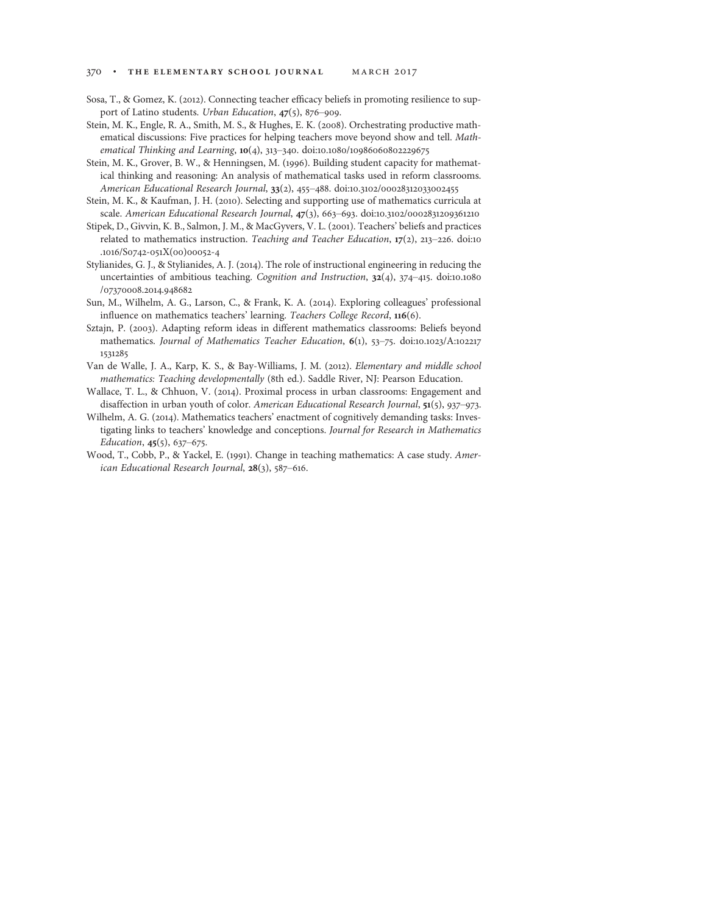Sosa, T., & Gomez, K. (2012). Connecting teacher efficacy beliefs in promoting resilience to support of Latino students. *Urban Education*, **47**(5), 876–909.

Stein, M. K., Engle, R. A., Smith, M. S., & Hughes, E. K. (2008). Orchestrating productive mathematical discussions: Five practices for helping teachers move beyond show and tell. *Mathematical Thinking and Learning*, **10**(4), 313–340. doi:10.1080/10986060802229675

Stein, M. K., Grover, B. W., & Henningsen, M. (1996). Building student capacity for mathematical thinking and reasoning: An analysis of mathematical tasks used in reform classrooms. *American Educational Research Journal*, **33**(2), 455–488. doi:10.3102/00028312033002455

Stein, M. K., & Kaufman, J. H. (2010). Selecting and supporting use of mathematics curricula at scale. *American Educational Research Journal*, **47**(3), 663–693. doi:10.3102/0002831209361210

Stipek, D., Givvin, K. B., Salmon, J. M., & MacGyvers, V. L. (2001). Teachers' beliefs and practices related to mathematics instruction. *Teaching and Teacher Education*, **17**(2), 213–226. doi:10.1016/S0742-051X(00)00052-4

Stylianides, G. J., & Stylianides, A. J. (2014). The role of instructional engineering in reducing the uncertainties of ambitious teaching. *Cognition and Instruction*, **32**(4), 374–415. doi:10.1080/07370008.2014.948682

Sun, M., Wilhelm, A. G., Larson, C., & Frank, K. A. (2014). Exploring colleagues' professional influence on mathematics teachers' learning. *Teachers College Record*, **116**(6).

Sztajn, P. (2003). Adapting reform ideas in different mathematics classrooms: Beliefs beyond mathematics. *Journal of Mathematics Teacher Education*, **6**(1), 53–75. doi:10.1023/A:1022171531285

Van de Walle, J. A., Karp, K. S., & Bay-Williams, J. M. (2012). *Elementary and middle school mathematics: Teaching developmentally* (8th ed.). Saddle River, NJ: Pearson Education.

Wallace, T. L., & Chhuon, V. (2014). Proximal process in urban classrooms: Engagement and disaffection in urban youth of color. *American Educational Research Journal*, **51**(5), 937–973.

Wilhelm, A. G. (2014). Mathematics teachers' enactment of cognitively demanding tasks: Investigating links to teachers' knowledge and conceptions. *Journal for Research in Mathematics Education*, **45**(5), 637–675.

Wood, T., Cobb, P., & Yackel, E. (1991). Change in teaching mathematics: A case study. *American Educational Research Journal*, **28**(3), 587–616.